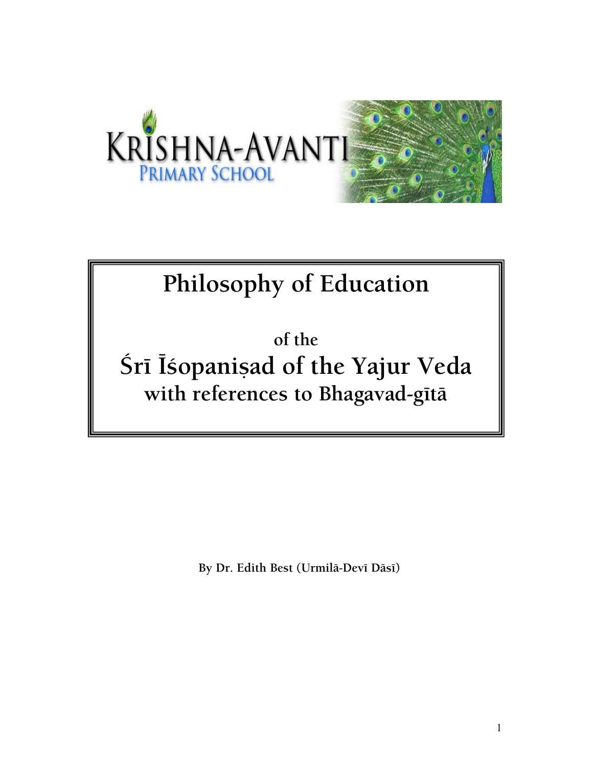KRISHNA-AVANTI
PRIMARY SCHOOL

# Philosophy of Education

**of the**

## Śrī Īśopaniṣad of the Yajur Veda

**with references to Bhagavad-gītā**

**By Dr. Edith Best (Urmilā-Devī Dāsī)**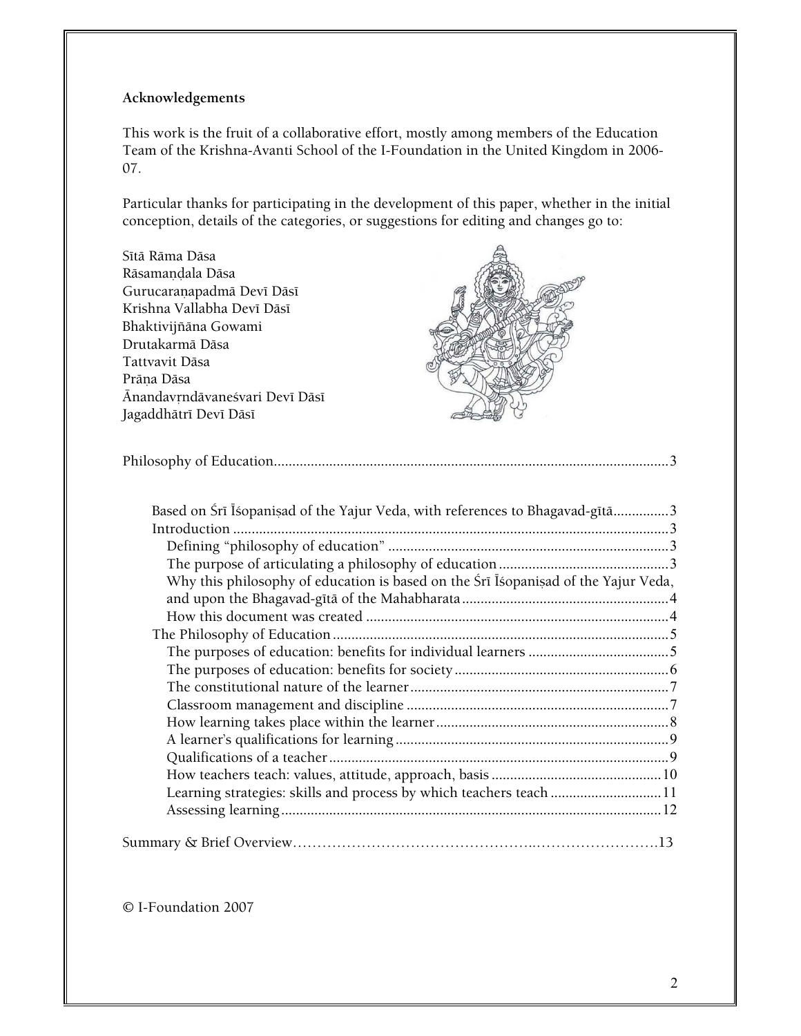**Acknowledgements**

This work is the fruit of a collaborative effort, mostly among members of the Education Team of the Krishna-Avanti School of the I-Foundation in the United Kingdom in 2006-07.

Particular thanks for participating in the development of this paper, whether in the initial conception, details of the categories, or suggestions for editing and changes go to:

Sītā Rāma Dāsa
Rāsamaṇḍala Dāsa
Gurucaraṇapadmā Devī Dāsī
Krishna Vallabha Devī Dāsī
Bhaktivijñāna Gowami
Drutakarmā Dāsa
Tattvavit Dāsa
Prāṇa Dāsa
Ānandavṛndāvaneśvari Devī Dāsī
Jagaddhātrī Devī Dāsī

Philosophy of Education....................................................3

- Based on Śrī Īśopaniṣad of the Yajur Veda, with references to Bhagavad-gītā...............3
- Introduction .....................................................3
  - Defining "philosophy of education" .....................................................3
  - The purpose of articulating a philosophy of education .....................................................3
  - Why this philosophy of education is based on the Śrī Īśopaniṣad of the Yajur Veda, and upon the Bhagavad-gītā of the Mahabharata.....................................................4
  - How this document was created .....................................................4
- The Philosophy of Education.....................................................5
  - The purposes of education: benefits for individual learners .....................................................5
  - The purposes of education: benefits for society.....................................................6
  - The constitutional nature of the learner.....................................................7
  - Classroom management and discipline .....................................................7
  - How learning takes place within the learner.....................................................8
  - A learner's qualifications for learning.....................................................9
  - Qualifications of a teacher.....................................................9
  - How teachers teach: values, attitude, approach, basis .....................................................10
  - Learning strategies: skills and process by which teachers teach .....................................................11
  - Assessing learning.....................................................12

Summary & Brief Overview.....................................................13

© I-Foundation 2007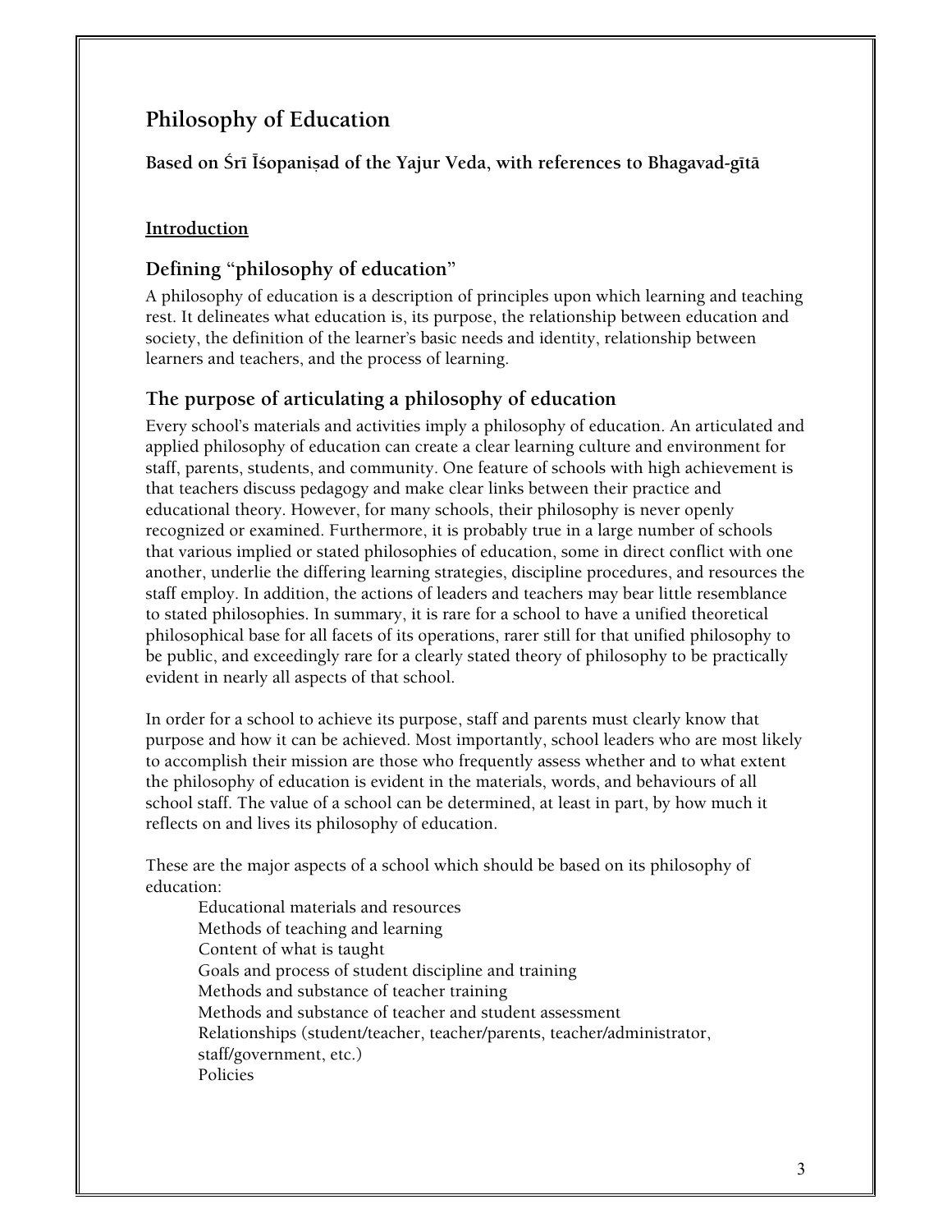# Philosophy of Education

**Based on Śrī Īśopaniṣad of the Yajur Veda, with references to Bhagavad-gītā**

## Introduction

### Defining "philosophy of education"

A philosophy of education is a description of principles upon which learning and teaching rest. It delineates what education is, its purpose, the relationship between education and society, the definition of the learner's basic needs and identity, relationship between learners and teachers, and the process of learning.

### The purpose of articulating a philosophy of education

Every school's materials and activities imply a philosophy of education. An articulated and applied philosophy of education can create a clear learning culture and environment for staff, parents, students, and community. One feature of schools with high achievement is that teachers discuss pedagogy and make clear links between their practice and educational theory. However, for many schools, their philosophy is never openly recognized or examined. Furthermore, it is probably true in a large number of schools that various implied or stated philosophies of education, some in direct conflict with one another, underlie the differing learning strategies, discipline procedures, and resources the staff employ. In addition, the actions of leaders and teachers may bear little resemblance to stated philosophies. In summary, it is rare for a school to have a unified theoretical philosophical base for all facets of its operations, rarer still for that unified philosophy to be public, and exceedingly rare for a clearly stated theory of philosophy to be practically evident in nearly all aspects of that school.

In order for a school to achieve its purpose, staff and parents must clearly know that purpose and how it can be achieved. Most importantly, school leaders who are most likely to accomplish their mission are those who frequently assess whether and to what extent the philosophy of education is evident in the materials, words, and behaviours of all school staff. The value of a school can be determined, at least in part, by how much it reflects on and lives its philosophy of education.

These are the major aspects of a school which should be based on its philosophy of education:

- Educational materials and resources
- Methods of teaching and learning
- Content of what is taught
- Goals and process of student discipline and training
- Methods and substance of teacher training
- Methods and substance of teacher and student assessment
- Relationships (student/teacher, teacher/parents, teacher/administrator, staff/government, etc.)
- Policies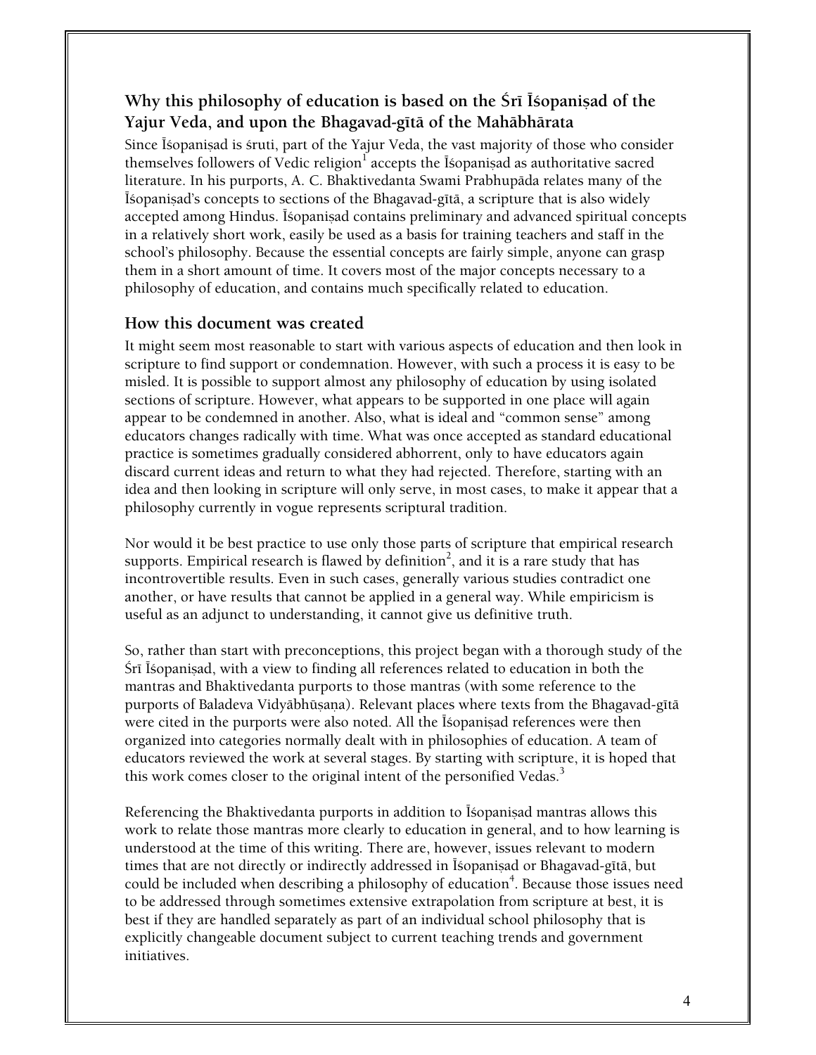## Why this philosophy of education is based on the Śrī Īśopaniṣad of the Yajur Veda, and upon the Bhagavad-gītā of the Mahābhārata

Since Īśopaniṣad is śruti, part of the Yajur Veda, the vast majority of those who consider themselves followers of Vedic religion[1] accepts the Īśopaniṣad as authoritative sacred literature. In his purports, A. C. Bhaktivedanta Swami Prabhupāda relates many of the Īśopaniṣad's concepts to sections of the Bhagavad-gītā, a scripture that is also widely accepted among Hindus. Īśopaniṣad contains preliminary and advanced spiritual concepts in a relatively short work, easily be used as a basis for training teachers and staff in the school's philosophy. Because the essential concepts are fairly simple, anyone can grasp them in a short amount of time. It covers most of the major concepts necessary to a philosophy of education, and contains much specifically related to education.

## How this document was created

It might seem most reasonable to start with various aspects of education and then look in scripture to find support or condemnation. However, with such a process it is easy to be misled. It is possible to support almost any philosophy of education by using isolated sections of scripture. However, what appears to be supported in one place will again appear to be condemned in another. Also, what is ideal and "common sense" among educators changes radically with time. What was once accepted as standard educational practice is sometimes gradually considered abhorrent, only to have educators again discard current ideas and return to what they had rejected. Therefore, starting with an idea and then looking in scripture will only serve, in most cases, to make it appear that a philosophy currently in vogue represents scriptural tradition.

Nor would it be best practice to use only those parts of scripture that empirical research supports. Empirical research is flawed by definition[2], and it is a rare study that has incontrovertible results. Even in such cases, generally various studies contradict one another, or have results that cannot be applied in a general way. While empiricism is useful as an adjunct to understanding, it cannot give us definitive truth.

So, rather than start with preconceptions, this project began with a thorough study of the Śrī Īśopaniṣad, with a view to finding all references related to education in both the mantras and Bhaktivedanta purports to those mantras (with some reference to the purports of Baladeva Vidyābhūṣaṇa). Relevant places where texts from the Bhagavad-gītā were cited in the purports were also noted. All the Īśopaniṣad references were then organized into categories normally dealt with in philosophies of education. A team of educators reviewed the work at several stages. By starting with scripture, it is hoped that this work comes closer to the original intent of the personified Vedas.[3]

Referencing the Bhaktivedanta purports in addition to Īśopaniṣad mantras allows this work to relate those mantras more clearly to education in general, and to how learning is understood at the time of this writing. There are, however, issues relevant to modern times that are not directly or indirectly addressed in Īśopaniṣad or Bhagavad-gītā, but could be included when describing a philosophy of education[4]. Because those issues need to be addressed through sometimes extensive extrapolation from scripture at best, it is best if they are handled separately as part of an individual school philosophy that is explicitly changeable document subject to current teaching trends and government initiatives.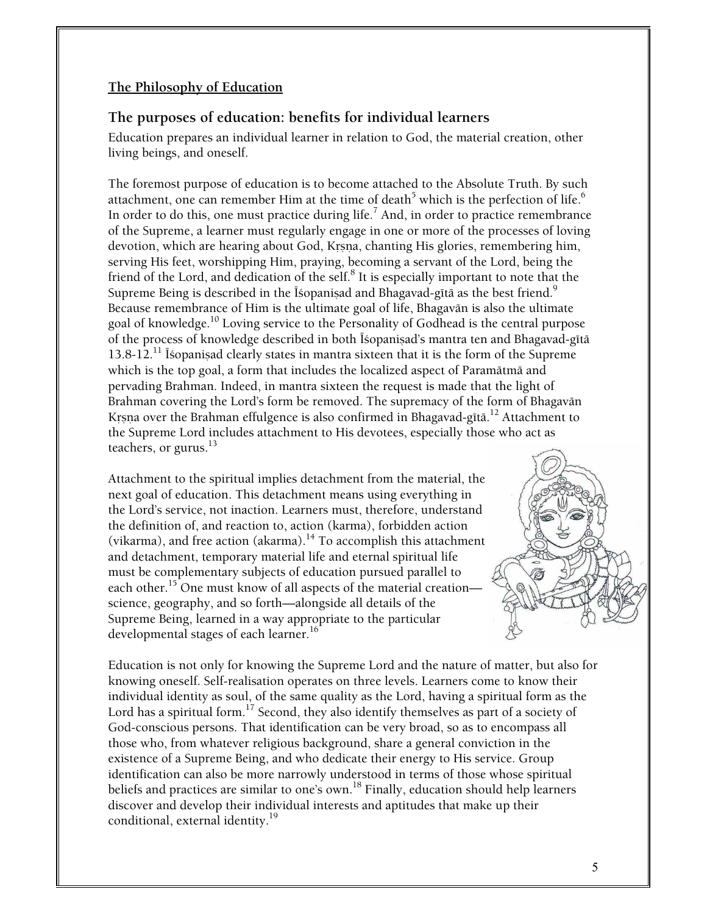## The Philosophy of Education

### The purposes of education: benefits for individual learners

Education prepares an individual learner in relation to God, the material creation, other living beings, and oneself.

The foremost purpose of education is to become attached to the Absolute Truth. By such attachment, one can remember Him at the time of death[5] which is the perfection of life.[6] In order to do this, one must practice during life.[7] And, in order to practice remembrance of the Supreme, a learner must regularly engage in one or more of the processes of loving devotion, which are hearing about God, Kṛṣṇa, chanting His glories, remembering him, serving His feet, worshipping Him, praying, becoming a servant of the Lord, being the friend of the Lord, and dedication of the self.[8] It is especially important to note that the Supreme Being is described in the Īśopaniṣad and Bhagavad-gītā as the best friend.[9] Because remembrance of Him is the ultimate goal of life, Bhagavān is also the ultimate goal of knowledge.[10] Loving service to the Personality of Godhead is the central purpose of the process of knowledge described in both Īśopaniṣad's mantra ten and Bhagavad-gītā 13.8-12.[11] Īśopaniṣad clearly states in mantra sixteen that it is the form of the Supreme which is the top goal, a form that includes the localized aspect of Paramātmā and pervading Brahman. Indeed, in mantra sixteen the request is made that the light of Brahman covering the Lord's form be removed. The supremacy of the form of Bhagavān Kṛṣṇa over the Brahman effulgence is also confirmed in Bhagavad-gītā.[12] Attachment to the Supreme Lord includes attachment to His devotees, especially those who act as teachers, or gurus.[13]

Attachment to the spiritual implies detachment from the material, the next goal of education. This detachment means using everything in the Lord's service, not inaction. Learners must, therefore, understand the definition of, and reaction to, action (karma), forbidden action (vikarma), and free action (akarma).[14] To accomplish this attachment and detachment, temporary material life and eternal spiritual life must be complementary subjects of education pursued parallel to each other.[15] One must know of all aspects of the material creation—science, geography, and so forth—alongside all details of the Supreme Being, learned in a way appropriate to the particular developmental stages of each learner.[16]

Education is not only for knowing the Supreme Lord and the nature of matter, but also for knowing oneself. Self-realisation operates on three levels. Learners come to know their individual identity as soul, of the same quality as the Lord, having a spiritual form as the Lord has a spiritual form.[17] Second, they also identify themselves as part of a society of God-conscious persons. That identification can be very broad, so as to encompass all those who, from whatever religious background, share a general conviction in the existence of a Supreme Being, and who dedicate their energy to His service. Group identification can also be more narrowly understood in terms of those whose spiritual beliefs and practices are similar to one's own.[18] Finally, education should help learners discover and develop their individual interests and aptitudes that make up their conditional, external identity.[19]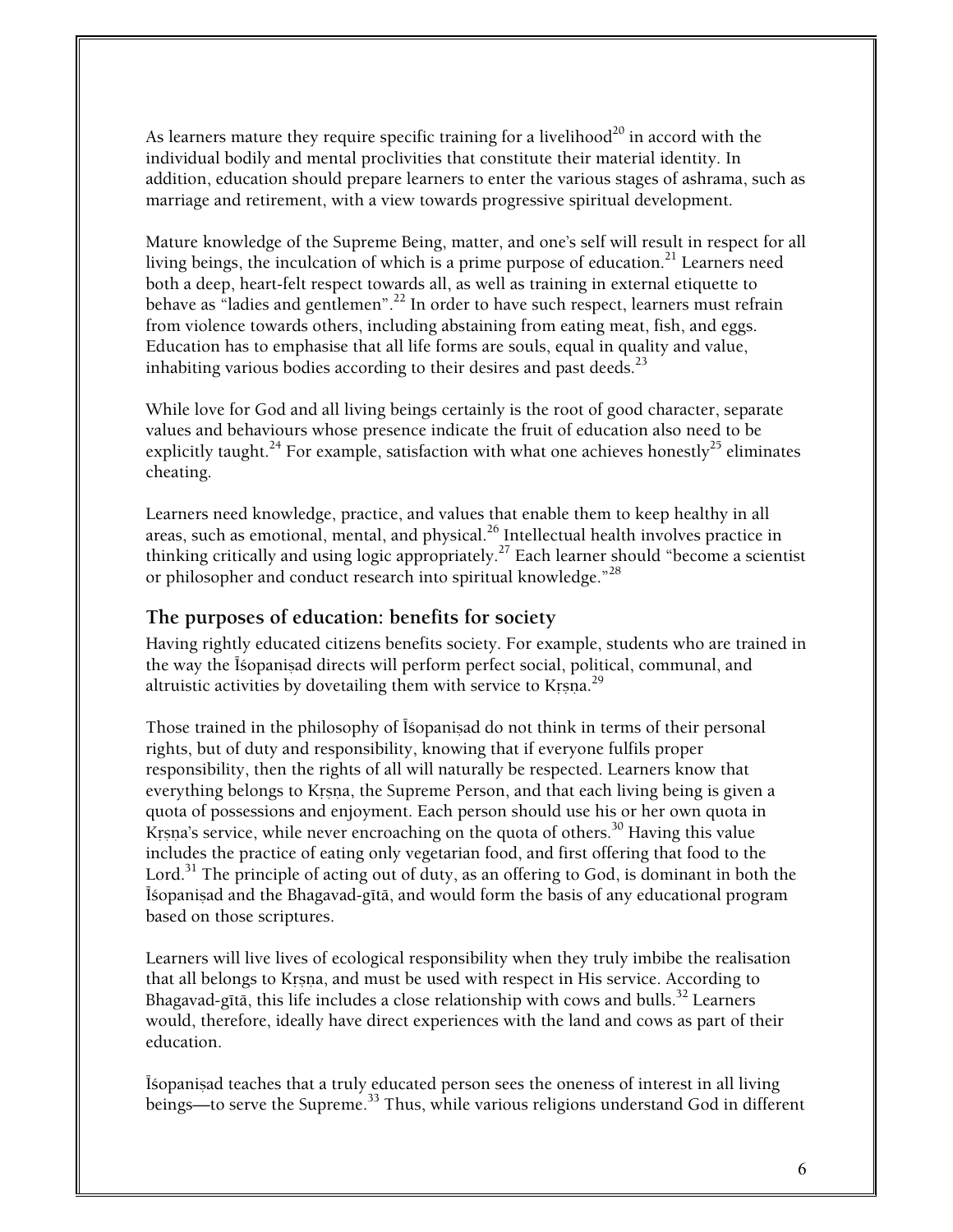As learners mature they require specific training for a livelihood[20] in accord with the individual bodily and mental proclivities that constitute their material identity. In addition, education should prepare learners to enter the various stages of ashrama, such as marriage and retirement, with a view towards progressive spiritual development.

Mature knowledge of the Supreme Being, matter, and one's self will result in respect for all living beings, the inculcation of which is a prime purpose of education.[21] Learners need both a deep, heart-felt respect towards all, as well as training in external etiquette to behave as "ladies and gentlemen".[22] In order to have such respect, learners must refrain from violence towards others, including abstaining from eating meat, fish, and eggs. Education has to emphasise that all life forms are souls, equal in quality and value, inhabiting various bodies according to their desires and past deeds.[23]

While love for God and all living beings certainly is the root of good character, separate values and behaviours whose presence indicate the fruit of education also need to be explicitly taught.[24] For example, satisfaction with what one achieves honestly[25] eliminates cheating.

Learners need knowledge, practice, and values that enable them to keep healthy in all areas, such as emotional, mental, and physical.[26] Intellectual health involves practice in thinking critically and using logic appropriately.[27] Each learner should "become a scientist or philosopher and conduct research into spiritual knowledge."[28]

## The purposes of education: benefits for society

Having rightly educated citizens benefits society. For example, students who are trained in the way the Īśopaniṣad directs will perform perfect social, political, communal, and altruistic activities by dovetailing them with service to Kṛṣṇa.[29]

Those trained in the philosophy of Īśopaniṣad do not think in terms of their personal rights, but of duty and responsibility, knowing that if everyone fulfils proper responsibility, then the rights of all will naturally be respected. Learners know that everything belongs to Kṛṣṇa, the Supreme Person, and that each living being is given a quota of possessions and enjoyment. Each person should use his or her own quota in Kṛṣṇa's service, while never encroaching on the quota of others.[30] Having this value includes the practice of eating only vegetarian food, and first offering that food to the Lord.[31] The principle of acting out of duty, as an offering to God, is dominant in both the Īśopaniṣad and the Bhagavad-gītā, and would form the basis of any educational program based on those scriptures.

Learners will live lives of ecological responsibility when they truly imbibe the realisation that all belongs to Kṛṣṇa, and must be used with respect in His service. According to Bhagavad-gītā, this life includes a close relationship with cows and bulls.[32] Learners would, therefore, ideally have direct experiences with the land and cows as part of their education.

Īśopaniṣad teaches that a truly educated person sees the oneness of interest in all living beings—to serve the Supreme.[33] Thus, while various religions understand God in different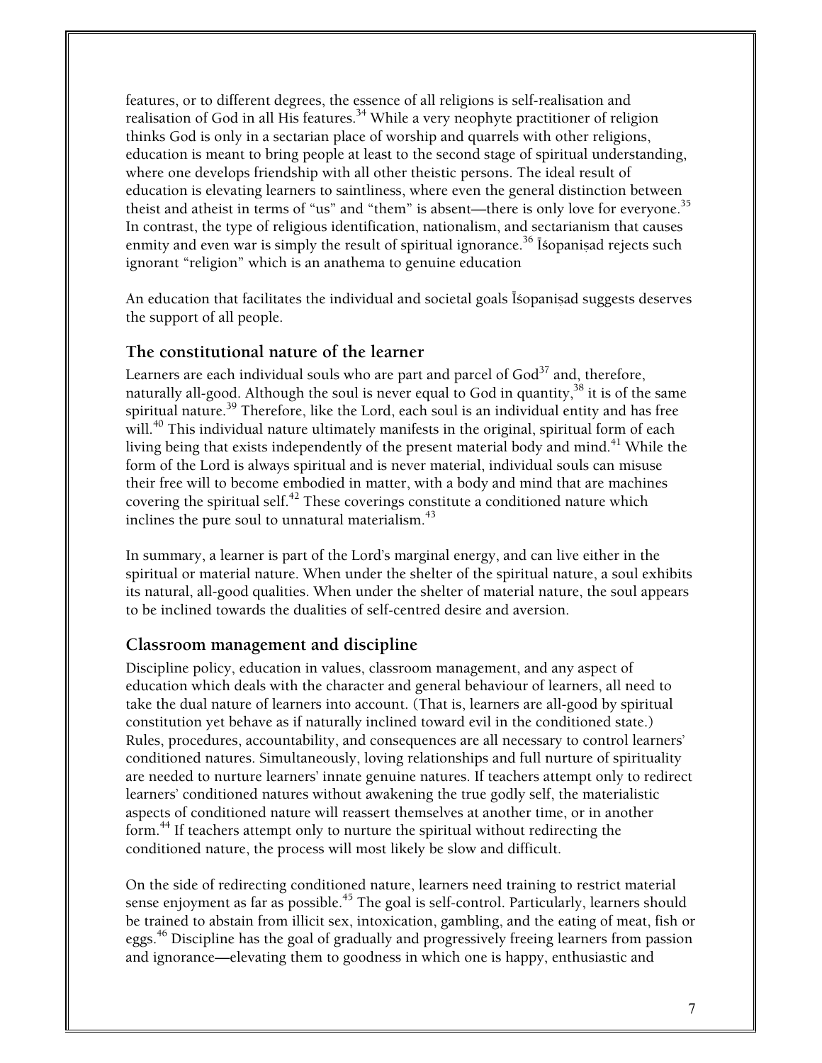features, or to different degrees, the essence of all religions is self-realisation and realisation of God in all His features.[34] While a very neophyte practitioner of religion thinks God is only in a sectarian place of worship and quarrels with other religions, education is meant to bring people at least to the second stage of spiritual understanding, where one develops friendship with all other theistic persons. The ideal result of education is elevating learners to saintliness, where even the general distinction between theist and atheist in terms of "us" and "them" is absent—there is only love for everyone.[35] In contrast, the type of religious identification, nationalism, and sectarianism that causes enmity and even war is simply the result of spiritual ignorance.[36] Īśopaniṣad rejects such ignorant "religion" which is an anathema to genuine education

An education that facilitates the individual and societal goals Īśopaniṣad suggests deserves the support of all people.

## The constitutional nature of the learner

Learners are each individual souls who are part and parcel of God[37] and, therefore, naturally all-good. Although the soul is never equal to God in quantity,[38] it is of the same spiritual nature.[39] Therefore, like the Lord, each soul is an individual entity and has free will.[40] This individual nature ultimately manifests in the original, spiritual form of each living being that exists independently of the present material body and mind.[41] While the form of the Lord is always spiritual and is never material, individual souls can misuse their free will to become embodied in matter, with a body and mind that are machines covering the spiritual self.[42] These coverings constitute a conditioned nature which inclines the pure soul to unnatural materialism.[43]

In summary, a learner is part of the Lord's marginal energy, and can live either in the spiritual or material nature. When under the shelter of the spiritual nature, a soul exhibits its natural, all-good qualities. When under the shelter of material nature, the soul appears to be inclined towards the dualities of self-centred desire and aversion.

## Classroom management and discipline

Discipline policy, education in values, classroom management, and any aspect of education which deals with the character and general behaviour of learners, all need to take the dual nature of learners into account. (That is, learners are all-good by spiritual constitution yet behave as if naturally inclined toward evil in the conditioned state.) Rules, procedures, accountability, and consequences are all necessary to control learners' conditioned natures. Simultaneously, loving relationships and full nurture of spirituality are needed to nurture learners' innate genuine natures. If teachers attempt only to redirect learners' conditioned natures without awakening the true godly self, the materialistic aspects of conditioned nature will reassert themselves at another time, or in another form.[44] If teachers attempt only to nurture the spiritual without redirecting the conditioned nature, the process will most likely be slow and difficult.

On the side of redirecting conditioned nature, learners need training to restrict material sense enjoyment as far as possible.[45] The goal is self-control. Particularly, learners should be trained to abstain from illicit sex, intoxication, gambling, and the eating of meat, fish or eggs.[46] Discipline has the goal of gradually and progressively freeing learners from passion and ignorance—elevating them to goodness in which one is happy, enthusiastic and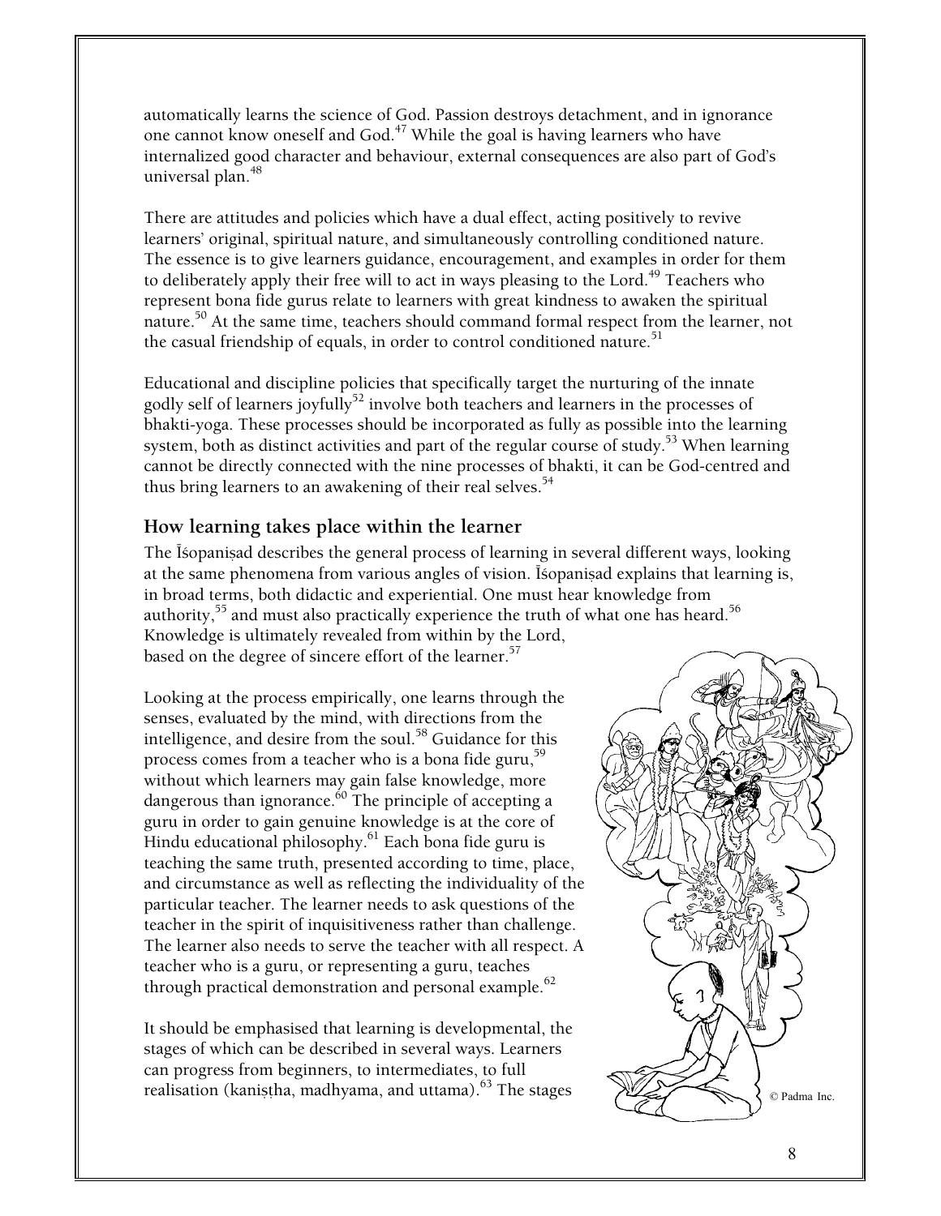automatically learns the science of God. Passion destroys detachment, and in ignorance one cannot know oneself and God.[47] While the goal is having learners who have internalized good character and behaviour, external consequences are also part of God's universal plan.[48]

There are attitudes and policies which have a dual effect, acting positively to revive learners' original, spiritual nature, and simultaneously controlling conditioned nature. The essence is to give learners guidance, encouragement, and examples in order for them to deliberately apply their free will to act in ways pleasing to the Lord.[49] Teachers who represent bona fide gurus relate to learners with great kindness to awaken the spiritual nature.[50] At the same time, teachers should command formal respect from the learner, not the casual friendship of equals, in order to control conditioned nature.[51]

Educational and discipline policies that specifically target the nurturing of the innate godly self of learners joyfully[52] involve both teachers and learners in the processes of bhakti-yoga. These processes should be incorporated as fully as possible into the learning system, both as distinct activities and part of the regular course of study.[53] When learning cannot be directly connected with the nine processes of bhakti, it can be God-centred and thus bring learners to an awakening of their real selves.[54]

## How learning takes place within the learner

The Īśopaniṣad describes the general process of learning in several different ways, looking at the same phenomena from various angles of vision. Īśopaniṣad explains that learning is, in broad terms, both didactic and experiential. One must hear knowledge from authority,[55] and must also practically experience the truth of what one has heard.[56] Knowledge is ultimately revealed from within by the Lord, based on the degree of sincere effort of the learner.[57]

Looking at the process empirically, one learns through the senses, evaluated by the mind, with directions from the intelligence, and desire from the soul.[58] Guidance for this process comes from a teacher who is a bona fide guru,[59] without which learners may gain false knowledge, more dangerous than ignorance.[60] The principle of accepting a guru in order to gain genuine knowledge is at the core of Hindu educational philosophy.[61] Each bona fide guru is teaching the same truth, presented according to time, place, and circumstance as well as reflecting the individuality of the particular teacher. The learner needs to ask questions of the teacher in the spirit of inquisitiveness rather than challenge. The learner also needs to serve the teacher with all respect. A teacher who is a guru, or representing a guru, teaches through practical demonstration and personal example.[62]

© Padma Inc.

It should be emphasised that learning is developmental, the stages of which can be described in several ways. Learners can progress from beginners, to intermediates, to full realisation (kaniṣṭha, madhyama, and uttama).[63] The stages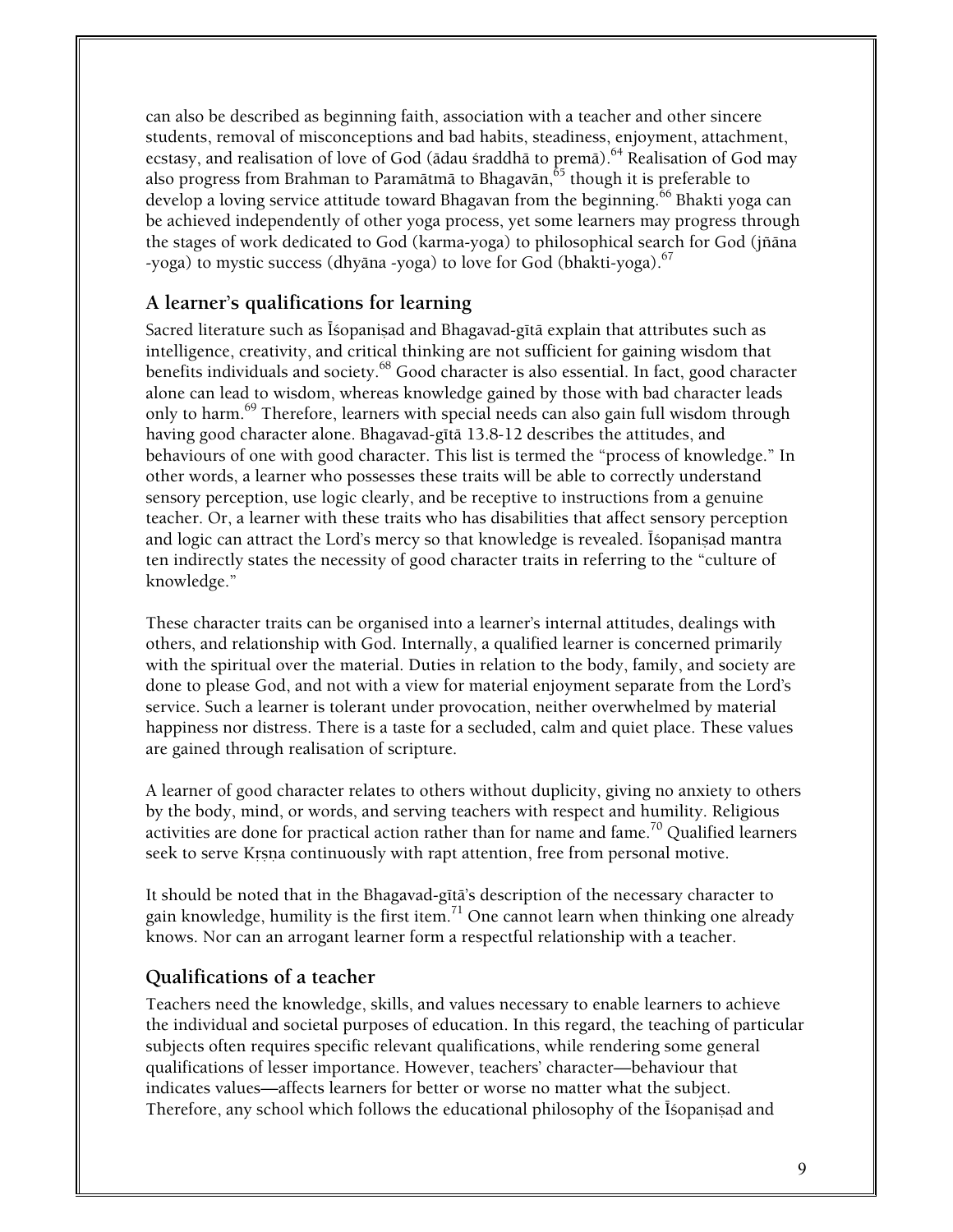can also be described as beginning faith, association with a teacher and other sincere students, removal of misconceptions and bad habits, steadiness, enjoyment, attachment, ecstasy, and realisation of love of God (ādau śraddhā to premā).[64] Realisation of God may also progress from Brahman to Paramātmā to Bhagavān,[65] though it is preferable to develop a loving service attitude toward Bhagavan from the beginning.[66] Bhakti yoga can be achieved independently of other yoga process, yet some learners may progress through the stages of work dedicated to God (karma-yoga) to philosophical search for God (jñāna -yoga) to mystic success (dhyāna -yoga) to love for God (bhakti-yoga).[67]

## A learner's qualifications for learning

Sacred literature such as Īśopaniṣad and Bhagavad-gītā explain that attributes such as intelligence, creativity, and critical thinking are not sufficient for gaining wisdom that benefits individuals and society.[68] Good character is also essential. In fact, good character alone can lead to wisdom, whereas knowledge gained by those with bad character leads only to harm.[69] Therefore, learners with special needs can also gain full wisdom through having good character alone. Bhagavad-gītā 13.8-12 describes the attitudes, and behaviours of one with good character. This list is termed the "process of knowledge." In other words, a learner who possesses these traits will be able to correctly understand sensory perception, use logic clearly, and be receptive to instructions from a genuine teacher. Or, a learner with these traits who has disabilities that affect sensory perception and logic can attract the Lord's mercy so that knowledge is revealed. Īśopaniṣad mantra ten indirectly states the necessity of good character traits in referring to the "culture of knowledge."

These character traits can be organised into a learner's internal attitudes, dealings with others, and relationship with God. Internally, a qualified learner is concerned primarily with the spiritual over the material. Duties in relation to the body, family, and society are done to please God, and not with a view for material enjoyment separate from the Lord's service. Such a learner is tolerant under provocation, neither overwhelmed by material happiness nor distress. There is a taste for a secluded, calm and quiet place. These values are gained through realisation of scripture.

A learner of good character relates to others without duplicity, giving no anxiety to others by the body, mind, or words, and serving teachers with respect and humility. Religious activities are done for practical action rather than for name and fame.[70] Qualified learners seek to serve Kṛṣṇa continuously with rapt attention, free from personal motive.

It should be noted that in the Bhagavad-gītā's description of the necessary character to gain knowledge, humility is the first item.[71] One cannot learn when thinking one already knows. Nor can an arrogant learner form a respectful relationship with a teacher.

## Qualifications of a teacher

Teachers need the knowledge, skills, and values necessary to enable learners to achieve the individual and societal purposes of education. In this regard, the teaching of particular subjects often requires specific relevant qualifications, while rendering some general qualifications of lesser importance. However, teachers' character—behaviour that indicates values—affects learners for better or worse no matter what the subject. Therefore, any school which follows the educational philosophy of the Īśopaniṣad and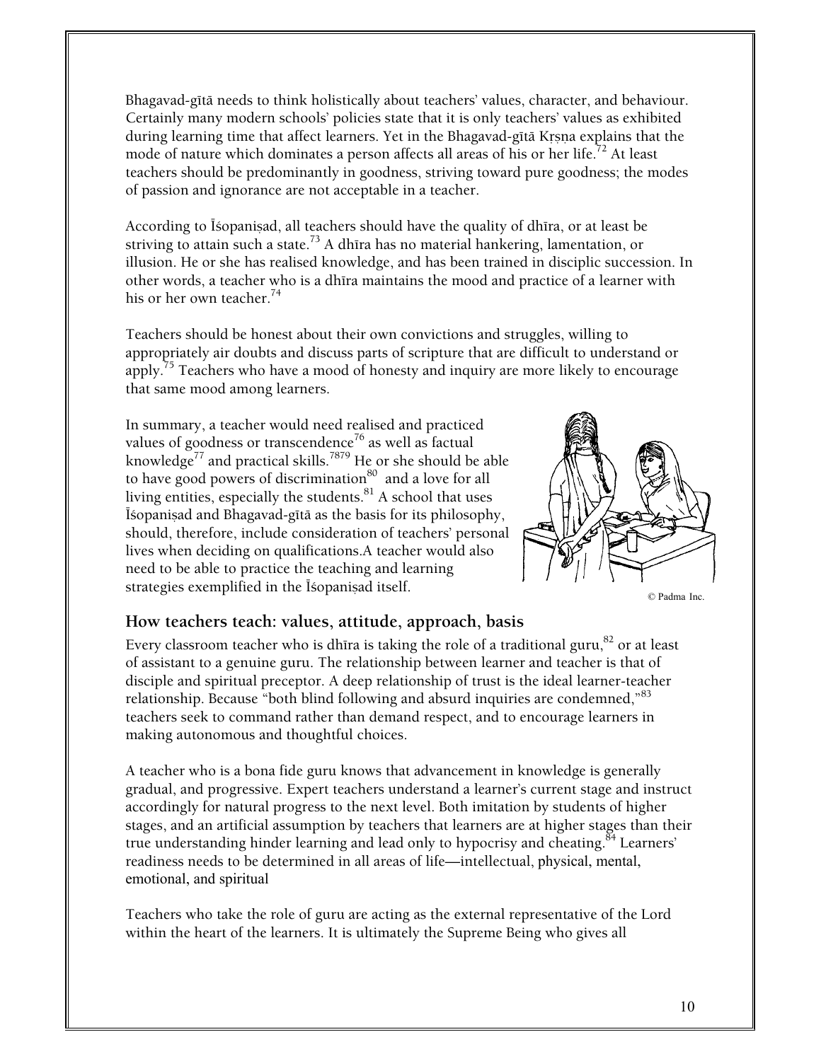Bhagavad-gītā needs to think holistically about teachers' values, character, and behaviour. Certainly many modern schools' policies state that it is only teachers' values as exhibited during learning time that affect learners. Yet in the Bhagavad-gītā Kṛṣṇa explains that the mode of nature which dominates a person affects all areas of his or her life.[72] At least teachers should be predominantly in goodness, striving toward pure goodness; the modes of passion and ignorance are not acceptable in a teacher.

According to Īśopaniṣad, all teachers should have the quality of dhīra, or at least be striving to attain such a state.[73] A dhīra has no material hankering, lamentation, or illusion. He or she has realised knowledge, and has been trained in disciplic succession. In other words, a teacher who is a dhīra maintains the mood and practice of a learner with his or her own teacher.[74]

Teachers should be honest about their own convictions and struggles, willing to appropriately air doubts and discuss parts of scripture that are difficult to understand or apply.[75] Teachers who have a mood of honesty and inquiry are more likely to encourage that same mood among learners.

In summary, a teacher would need realised and practiced values of goodness or transcendence[76] as well as factual knowledge[77] and practical skills.[78][79] He or she should be able to have good powers of discrimination[80] and a love for all living entities, especially the students.[81] A school that uses Īśopaniṣad and Bhagavad-gītā as the basis for its philosophy, should, therefore, include consideration of teachers' personal lives when deciding on qualifications.A teacher would also need to be able to practice the teaching and learning strategies exemplified in the Īśopaniṣad itself.

© Padma Inc.

## How teachers teach: values, attitude, approach, basis

Every classroom teacher who is dhīra is taking the role of a traditional guru,[82] or at least of assistant to a genuine guru. The relationship between learner and teacher is that of disciple and spiritual preceptor. A deep relationship of trust is the ideal learner-teacher relationship. Because "both blind following and absurd inquiries are condemned,"[83] teachers seek to command rather than demand respect, and to encourage learners in making autonomous and thoughtful choices.

A teacher who is a bona fide guru knows that advancement in knowledge is generally gradual, and progressive. Expert teachers understand a learner's current stage and instruct accordingly for natural progress to the next level. Both imitation by students of higher stages, and an artificial assumption by teachers that learners are at higher stages than their true understanding hinder learning and lead only to hypocrisy and cheating.[84] Learners' readiness needs to be determined in all areas of life—intellectual, physical, mental, emotional, and spiritual

Teachers who take the role of guru are acting as the external representative of the Lord within the heart of the learners. It is ultimately the Supreme Being who gives all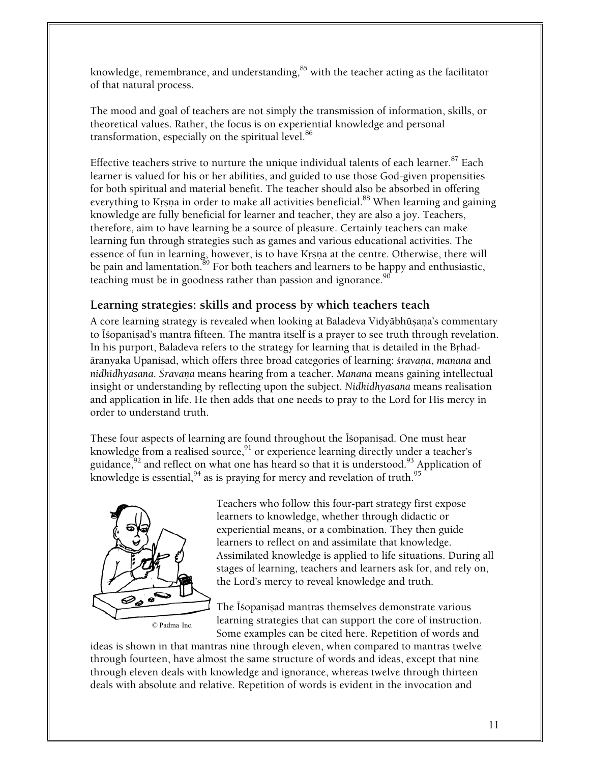knowledge, remembrance, and understanding,[85] with the teacher acting as the facilitator of that natural process.

The mood and goal of teachers are not simply the transmission of information, skills, or theoretical values. Rather, the focus is on experiential knowledge and personal transformation, especially on the spiritual level.[86]

Effective teachers strive to nurture the unique individual talents of each learner.[87] Each learner is valued for his or her abilities, and guided to use those God-given propensities for both spiritual and material benefit. The teacher should also be absorbed in offering everything to Kṛṣṇa in order to make all activities beneficial.[88] When learning and gaining knowledge are fully beneficial for learner and teacher, they are also a joy. Teachers, therefore, aim to have learning be a source of pleasure. Certainly teachers can make learning fun through strategies such as games and various educational activities. The essence of fun in learning, however, is to have Kṛṣṇa at the centre. Otherwise, there will be pain and lamentation.[89] For both teachers and learners to be happy and enthusiastic, teaching must be in goodness rather than passion and ignorance.[90]

## Learning strategies: skills and process by which teachers teach

A core learning strategy is revealed when looking at Baladeva Vidyābhūṣaṇa's commentary to Īśopaniṣad's mantra fifteen. The mantra itself is a prayer to see truth through revelation. In his purport, Baladeva refers to the strategy for learning that is detailed in the Bṛhad-āraṇyaka Upaniṣad, which offers three broad categories of learning: *śravaṇa*, *manana* and *nidhidhyasana*. *Śravaṇa* means hearing from a teacher. *Manana* means gaining intellectual insight or understanding by reflecting upon the subject. *Nidhidhyasana* means realisation and application in life. He then adds that one needs to pray to the Lord for His mercy in order to understand truth.

These four aspects of learning are found throughout the Īśopaniṣad. One must hear knowledge from a realised source,[91] or experience learning directly under a teacher's guidance,[92] and reflect on what one has heard so that it is understood.[93] Application of knowledge is essential,[94] as is praying for mercy and revelation of truth.[95]

© Padma Inc.

Teachers who follow this four-part strategy first expose learners to knowledge, whether through didactic or experiential means, or a combination. They then guide learners to reflect on and assimilate that knowledge. Assimilated knowledge is applied to life situations. During all stages of learning, teachers and learners ask for, and rely on, the Lord's mercy to reveal knowledge and truth.

The Īśopaniṣad mantras themselves demonstrate various learning strategies that can support the core of instruction. Some examples can be cited here. Repetition of words and ideas is shown in that mantras nine through eleven, when compared to mantras twelve through fourteen, have almost the same structure of words and ideas, except that nine through eleven deals with knowledge and ignorance, whereas twelve through thirteen deals with absolute and relative. Repetition of words is evident in the invocation and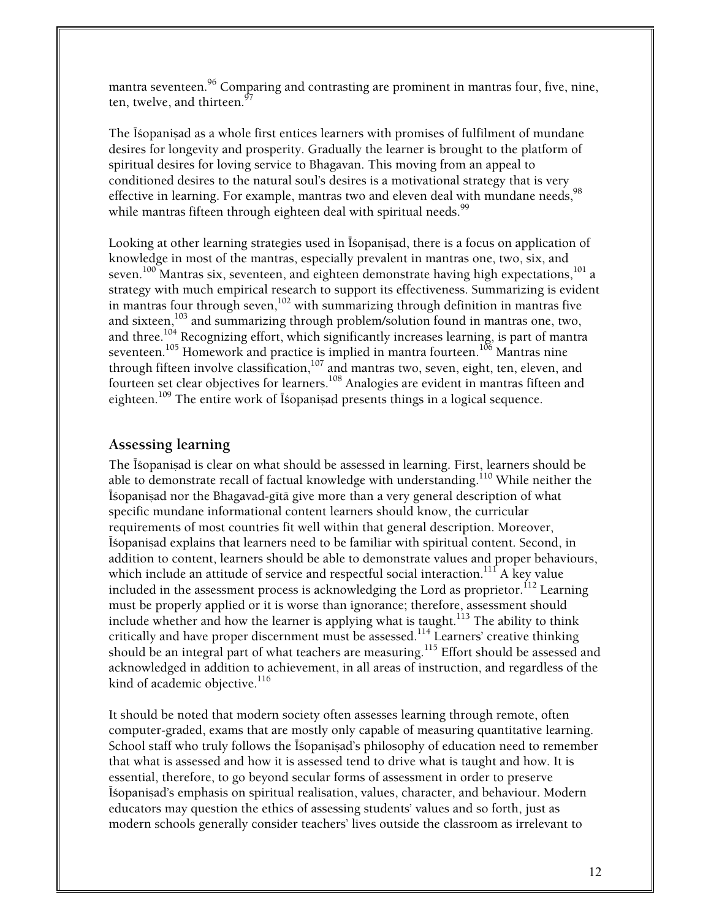mantra seventeen.[96] Comparing and contrasting are prominent in mantras four, five, nine, ten, twelve, and thirteen.[97]

The Īśopaniṣad as a whole first entices learners with promises of fulfilment of mundane desires for longevity and prosperity. Gradually the learner is brought to the platform of spiritual desires for loving service to Bhagavan. This moving from an appeal to conditioned desires to the natural soul's desires is a motivational strategy that is very effective in learning. For example, mantras two and eleven deal with mundane needs,[98] while mantras fifteen through eighteen deal with spiritual needs.[99]

Looking at other learning strategies used in Īśopaniṣad, there is a focus on application of knowledge in most of the mantras, especially prevalent in mantras one, two, six, and seven.[100] Mantras six, seventeen, and eighteen demonstrate having high expectations,[101] a strategy with much empirical research to support its effectiveness. Summarizing is evident in mantras four through seven,[102] with summarizing through definition in mantras five and sixteen,[103] and summarizing through problem/solution found in mantras one, two, and three.[104] Recognizing effort, which significantly increases learning, is part of mantra seventeen.[105] Homework and practice is implied in mantra fourteen.[106] Mantras nine through fifteen involve classification,[107] and mantras two, seven, eight, ten, eleven, and fourteen set clear objectives for learners.[108] Analogies are evident in mantras fifteen and eighteen.[109] The entire work of Īśopaniṣad presents things in a logical sequence.

## Assessing learning

The Īśopaniṣad is clear on what should be assessed in learning. First, learners should be able to demonstrate recall of factual knowledge with understanding.[110] While neither the Īśopaniṣad nor the Bhagavad-gītā give more than a very general description of what specific mundane informational content learners should know, the curricular requirements of most countries fit well within that general description. Moreover, Īśopaniṣad explains that learners need to be familiar with spiritual content. Second, in addition to content, learners should be able to demonstrate values and proper behaviours, which include an attitude of service and respectful social interaction.[111] A key value included in the assessment process is acknowledging the Lord as proprietor.[112] Learning must be properly applied or it is worse than ignorance; therefore, assessment should include whether and how the learner is applying what is taught.[113] The ability to think critically and have proper discernment must be assessed.[114] Learners' creative thinking should be an integral part of what teachers are measuring.[115] Effort should be assessed and acknowledged in addition to achievement, in all areas of instruction, and regardless of the kind of academic objective.[116]

It should be noted that modern society often assesses learning through remote, often computer-graded, exams that are mostly only capable of measuring quantitative learning. School staff who truly follows the Īśopaniṣad's philosophy of education need to remember that what is assessed and how it is assessed tend to drive what is taught and how. It is essential, therefore, to go beyond secular forms of assessment in order to preserve Īśopaniṣad's emphasis on spiritual realisation, values, character, and behaviour. Modern educators may question the ethics of assessing students' values and so forth, just as modern schools generally consider teachers' lives outside the classroom as irrelevant to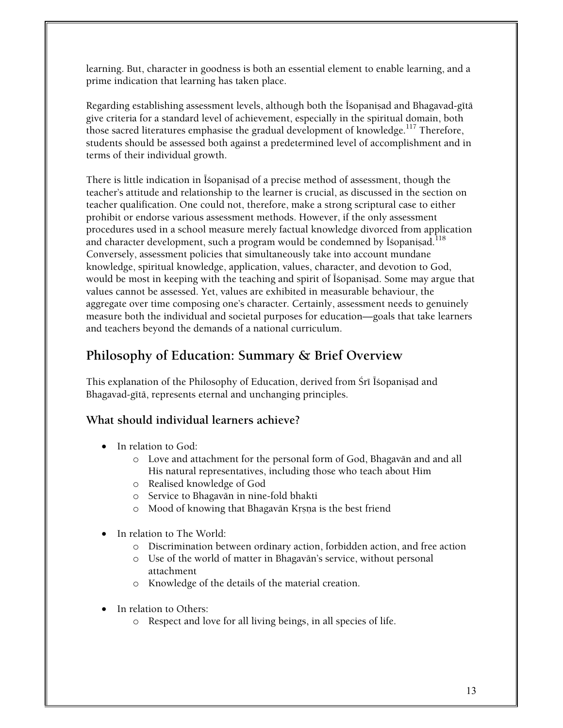learning. But, character in goodness is both an essential element to enable learning, and a prime indication that learning has taken place.

Regarding establishing assessment levels, although both the Īśopaniṣad and Bhagavad-gītā give criteria for a standard level of achievement, especially in the spiritual domain, both those sacred literatures emphasise the gradual development of knowledge.[117] Therefore, students should be assessed both against a predetermined level of accomplishment and in terms of their individual growth.

There is little indication in Īśopaniṣad of a precise method of assessment, though the teacher's attitude and relationship to the learner is crucial, as discussed in the section on teacher qualification. One could not, therefore, make a strong scriptural case to either prohibit or endorse various assessment methods. However, if the only assessment procedures used in a school measure merely factual knowledge divorced from application and character development, such a program would be condemned by Īśopaniṣad.[118] Conversely, assessment policies that simultaneously take into account mundane knowledge, spiritual knowledge, application, values, character, and devotion to God, would be most in keeping with the teaching and spirit of Īśopaniṣad. Some may argue that values cannot be assessed. Yet, values are exhibited in measurable behaviour, the aggregate over time composing one's character. Certainly, assessment needs to genuinely measure both the individual and societal purposes for education—goals that take learners and teachers beyond the demands of a national curriculum.

## Philosophy of Education: Summary & Brief Overview

This explanation of the Philosophy of Education, derived from Śrī Īśopaniṣad and Bhagavad-gītā, represents eternal and unchanging principles.

### What should individual learners achieve?

- In relation to God:
  - Love and attachment for the personal form of God, Bhagavān and and all His natural representatives, including those who teach about Him
  - Realised knowledge of God
  - Service to Bhagavān in nine-fold bhakti
  - Mood of knowing that Bhagavān Kṛṣṇa is the best friend

- In relation to The World:
  - Discrimination between ordinary action, forbidden action, and free action
  - Use of the world of matter in Bhagavān's service, without personal attachment
  - Knowledge of the details of the material creation.

- In relation to Others:
  - Respect and love for all living beings, in all species of life.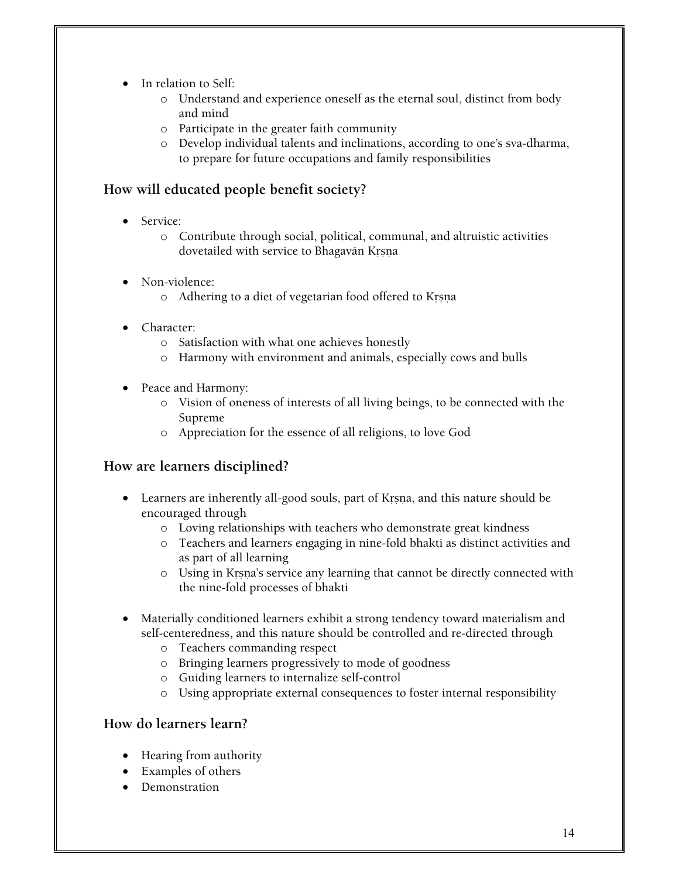- In relation to Self:
    - Understand and experience oneself as the eternal soul, distinct from body and mind
    - Participate in the greater faith community
    - Develop individual talents and inclinations, according to one's sva-dharma, to prepare for future occupations and family responsibilities

## How will educated people benefit society?

- Service:
    - Contribute through social, political, communal, and altruistic activities dovetailed with service to Bhagavān Kṛṣṇa

- Non-violence:
    - Adhering to a diet of vegetarian food offered to Kṛṣṇa

- Character:
    - Satisfaction with what one achieves honestly
    - Harmony with environment and animals, especially cows and bulls

- Peace and Harmony:
    - Vision of oneness of interests of all living beings, to be connected with the Supreme
    - Appreciation for the essence of all religions, to love God

## How are learners disciplined?

- Learners are inherently all-good souls, part of Kṛṣṇa, and this nature should be encouraged through
    - Loving relationships with teachers who demonstrate great kindness
    - Teachers and learners engaging in nine-fold bhakti as distinct activities and as part of all learning
    - Using in Kṛṣṇa's service any learning that cannot be directly connected with the nine-fold processes of bhakti

- Materially conditioned learners exhibit a strong tendency toward materialism and self-centeredness, and this nature should be controlled and re-directed through
    - Teachers commanding respect
    - Bringing learners progressively to mode of goodness
    - Guiding learners to internalize self-control
    - Using appropriate external consequences to foster internal responsibility

## How do learners learn?

- Hearing from authority
- Examples of others
- Demonstration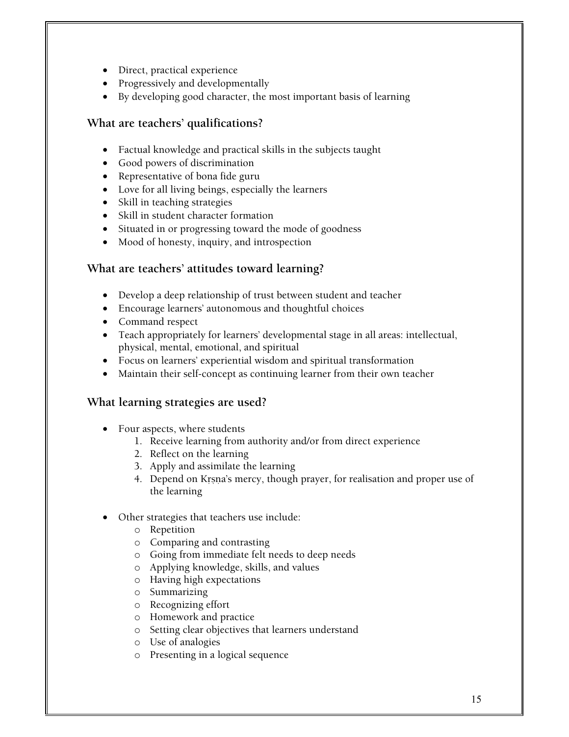- Direct, practical experience
- Progressively and developmentally
- By developing good character, the most important basis of learning

### What are teachers' qualifications?

- Factual knowledge and practical skills in the subjects taught
- Good powers of discrimination
- Representative of bona fide guru
- Love for all living beings, especially the learners
- Skill in teaching strategies
- Skill in student character formation
- Situated in or progressing toward the mode of goodness
- Mood of honesty, inquiry, and introspection

### What are teachers' attitudes toward learning?

- Develop a deep relationship of trust between student and teacher
- Encourage learners' autonomous and thoughtful choices
- Command respect
- Teach appropriately for learners' developmental stage in all areas: intellectual, physical, mental, emotional, and spiritual
- Focus on learners' experiential wisdom and spiritual transformation
- Maintain their self-concept as continuing learner from their own teacher

### What learning strategies are used?

- Four aspects, where students
    1. Receive learning from authority and/or from direct experience
    2. Reflect on the learning
    3. Apply and assimilate the learning
    4. Depend on Kṛṣṇa's mercy, though prayer, for realisation and proper use of the learning

- Other strategies that teachers use include:
    - Repetition
    - Comparing and contrasting
    - Going from immediate felt needs to deep needs
    - Applying knowledge, skills, and values
    - Having high expectations
    - Summarizing
    - Recognizing effort
    - Homework and practice
    - Setting clear objectives that learners understand
    - Use of analogies
    - Presenting in a logical sequence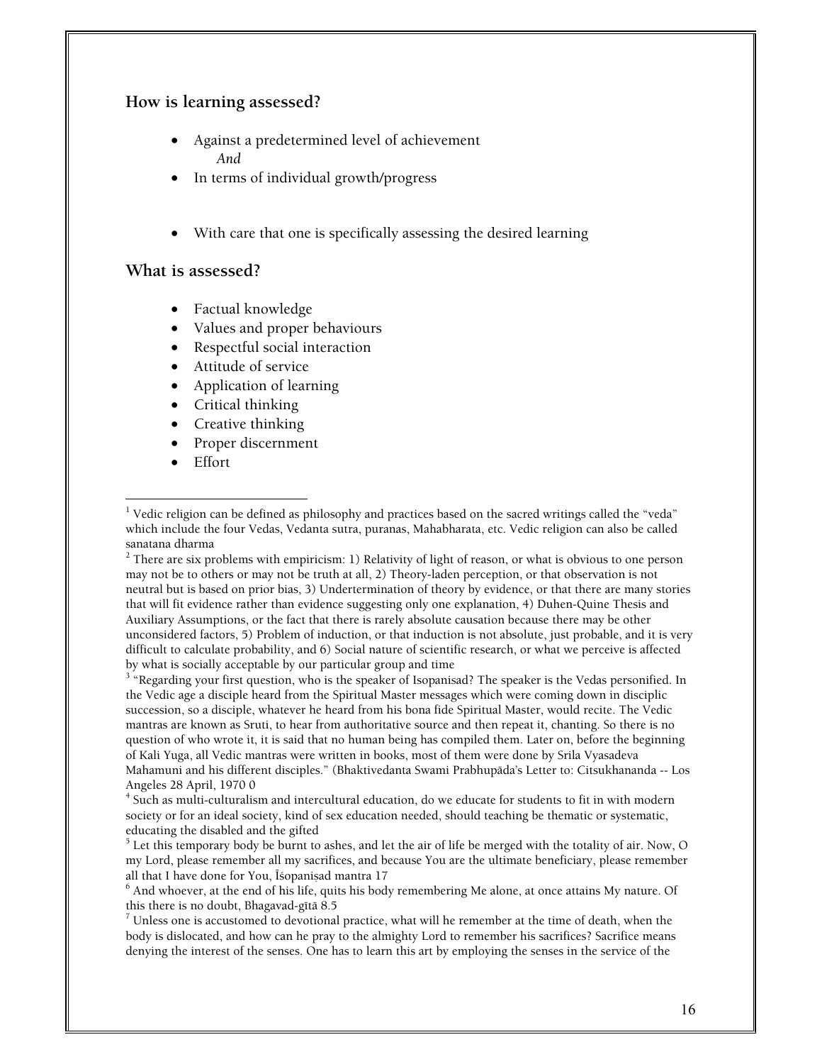## How is learning assessed?

- Against a predetermined level of achievement
  *And*
- In terms of individual growth/progress

- With care that one is specifically assessing the desired learning

## What is assessed?

- Factual knowledge
- Values and proper behaviours
- Respectful social interaction
- Attitude of service
- Application of learning
- Critical thinking
- Creative thinking
- Proper discernment
- Effort

---

[1] Vedic religion can be defined as philosophy and practices based on the sacred writings called the "veda" which include the four Vedas, Vedanta sutra, puranas, Mahabharata, etc. Vedic religion can also be called sanatana dharma

[2] There are six problems with empiricism: 1) Relativity of light of reason, or what is obvious to one person may not be to others or may not be truth at all, 2) Theory-laden perception, or that observation is not neutral but is based on prior bias, 3) Undertermination of theory by evidence, or that there are many stories that will fit evidence rather than evidence suggesting only one explanation, 4) Duhen-Quine Thesis and Auxiliary Assumptions, or the fact that there is rarely absolute causation because there may be other unconsidered factors, 5) Problem of induction, or that induction is not absolute, just probable, and it is very difficult to calculate probability, and 6) Social nature of scientific research, or what we perceive is affected by what is socially acceptable by our particular group and time

[3] "Regarding your first question, who is the speaker of Isopanisad? The speaker is the Vedas personified. In the Vedic age a disciple heard from the Spiritual Master messages which were coming down in disciplic succession, so a disciple, whatever he heard from his bona fide Spiritual Master, would recite. The Vedic mantras are known as Sruti, to hear from authoritative source and then repeat it, chanting. So there is no question of who wrote it, it is said that no human being has compiled them. Later on, before the beginning of Kali Yuga, all Vedic mantras were written in books, most of them were done by Srila Vyasadeva Mahamuni and his different disciples." (Bhaktivedanta Swami Prabhupāda's Letter to: Citsukhananda -- Los Angeles 28 April, 1970 0

[4] Such as multi-culturalism and intercultural education, do we educate for students to fit in with modern society or for an ideal society, kind of sex education needed, should teaching be thematic or systematic, educating the disabled and the gifted

[5] Let this temporary body be burnt to ashes, and let the air of life be merged with the totality of air. Now, O my Lord, please remember all my sacrifices, and because You are the ultimate beneficiary, please remember all that I have done for You, Īśopaniṣad mantra 17

[6] And whoever, at the end of his life, quits his body remembering Me alone, at once attains My nature. Of this there is no doubt, Bhagavad-gītā 8.5

[7] Unless one is accustomed to devotional practice, what will he remember at the time of death, when the body is dislocated, and how can he pray to the almighty Lord to remember his sacrifices? Sacrifice means denying the interest of the senses. One has to learn this art by employing the senses in the service of the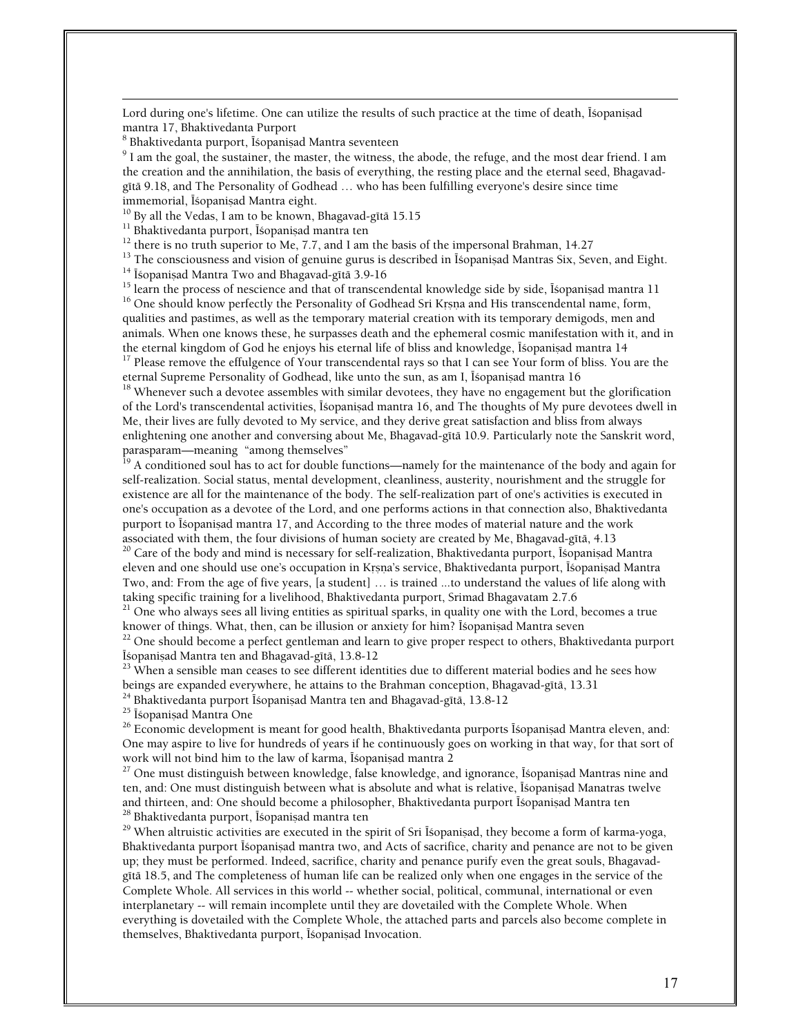Lord during one's lifetime. One can utilize the results of such practice at the time of death, Īśopaniṣad mantra 17, Bhaktivedanta Purport

[8] Bhaktivedanta purport, Īśopaniṣad Mantra seventeen

[9] I am the goal, the sustainer, the master, the witness, the abode, the refuge, and the most dear friend. I am the creation and the annihilation, the basis of everything, the resting place and the eternal seed, Bhagavad-gītā 9.18, and The Personality of Godhead … who has been fulfilling everyone's desire since time immemorial, Īśopaniṣad Mantra eight.

[10] By all the Vedas, I am to be known, Bhagavad-gītā 15.15

[11] Bhaktivedanta purport, Īśopaniṣad mantra ten

[12] there is no truth superior to Me, 7.7, and I am the basis of the impersonal Brahman, 14.27

[13] The consciousness and vision of genuine gurus is described in Īśopaniṣad Mantras Six, Seven, and Eight.

[14] Īśopaniṣad Mantra Two and Bhagavad-gītā 3.9-16

[15] learn the process of nescience and that of transcendental knowledge side by side, Īśopaniṣad mantra 11

[16] One should know perfectly the Personality of Godhead Sri Kṛṣna and His transcendental name, form, qualities and pastimes, as well as the temporary material creation with its temporary demigods, men and animals. When one knows these, he surpasses death and the ephemeral cosmic manifestation with it, and in the eternal kingdom of God he enjoys his eternal life of bliss and knowledge, Īśopaniṣad mantra 14

[17] Please remove the effulgence of Your transcendental rays so that I can see Your form of bliss. You are the eternal Supreme Personality of Godhead, like unto the sun, as am I, Īśopaniṣad mantra 16

[18] Whenever such a devotee assembles with similar devotees, they have no engagement but the glorification of the Lord's transcendental activities, Īśopaniṣad mantra 16, and The thoughts of My pure devotees dwell in Me, their lives are fully devoted to My service, and they derive great satisfaction and bliss from always enlightening one another and conversing about Me, Bhagavad-gītā 10.9. Particularly note the Sanskrit word, parasparam—meaning "among themselves"

[19] A conditioned soul has to act for double functions—namely for the maintenance of the body and again for self-realization. Social status, mental development, cleanliness, austerity, nourishment and the struggle for existence are all for the maintenance of the body. The self-realization part of one's activities is executed in one's occupation as a devotee of the Lord, and one performs actions in that connection also, Bhaktivedanta purport to Īśopaniṣad mantra 17, and According to the three modes of material nature and the work associated with them, the four divisions of human society are created by Me, Bhagavad-gītā, 4.13

[20] Care of the body and mind is necessary for self-realization, Bhaktivedanta purport, Īśopaniṣad Mantra eleven and one should use one's occupation in Kṛṣṇa's service, Bhaktivedanta purport, Īśopaniṣad Mantra Two, and: From the age of five years, [a student] … is trained ...to understand the values of life along with taking specific training for a livelihood, Bhaktivedanta purport, Srimad Bhagavatam 2.7.6

[21] One who always sees all living entities as spiritual sparks, in quality one with the Lord, becomes a true knower of things. What, then, can be illusion or anxiety for him? Īśopaniṣad Mantra seven

[22] One should become a perfect gentleman and learn to give proper respect to others, Bhaktivedanta purport Īśopaniṣad Mantra ten and Bhagavad-gītā, 13.8-12

[23] When a sensible man ceases to see different identities due to different material bodies and he sees how beings are expanded everywhere, he attains to the Brahman conception, Bhagavad-gītā, 13.31

[24] Bhaktivedanta purport Īśopaniṣad Mantra ten and Bhagavad-gītā, 13.8-12

[25] Īśopaniṣad Mantra One

[26] Economic development is meant for good health, Bhaktivedanta purports Īśopaniṣad Mantra eleven, and: One may aspire to live for hundreds of years if he continuously goes on working in that way, for that sort of work will not bind him to the law of karma, Īśopaniṣad mantra 2

[27] One must distinguish between knowledge, false knowledge, and ignorance, Īśopaniṣad Mantras nine and ten, and: One must distinguish between what is absolute and what is relative, Īśopaniṣad Manatras twelve and thirteen, and: One should become a philosopher, Bhaktivedanta purport Īśopaniṣad Mantra ten

[28] Bhaktivedanta purport, Īśopaniṣad mantra ten

[29] When altruistic activities are executed in the spirit of Sri Īśopaniṣad, they become a form of karma-yoga, Bhaktivedanta purport Īśopaniṣad mantra two, and Acts of sacrifice, charity and penance are not to be given up; they must be performed. Indeed, sacrifice, charity and penance purify even the great souls, Bhagavad-gītā 18.5, and The completeness of human life can be realized only when one engages in the service of the Complete Whole. All services in this world -- whether social, political, communal, international or even interplanetary -- will remain incomplete until they are dovetailed with the Complete Whole. When everything is dovetailed with the Complete Whole, the attached parts and parcels also become complete in themselves, Bhaktivedanta purport, Īśopaniṣad Invocation.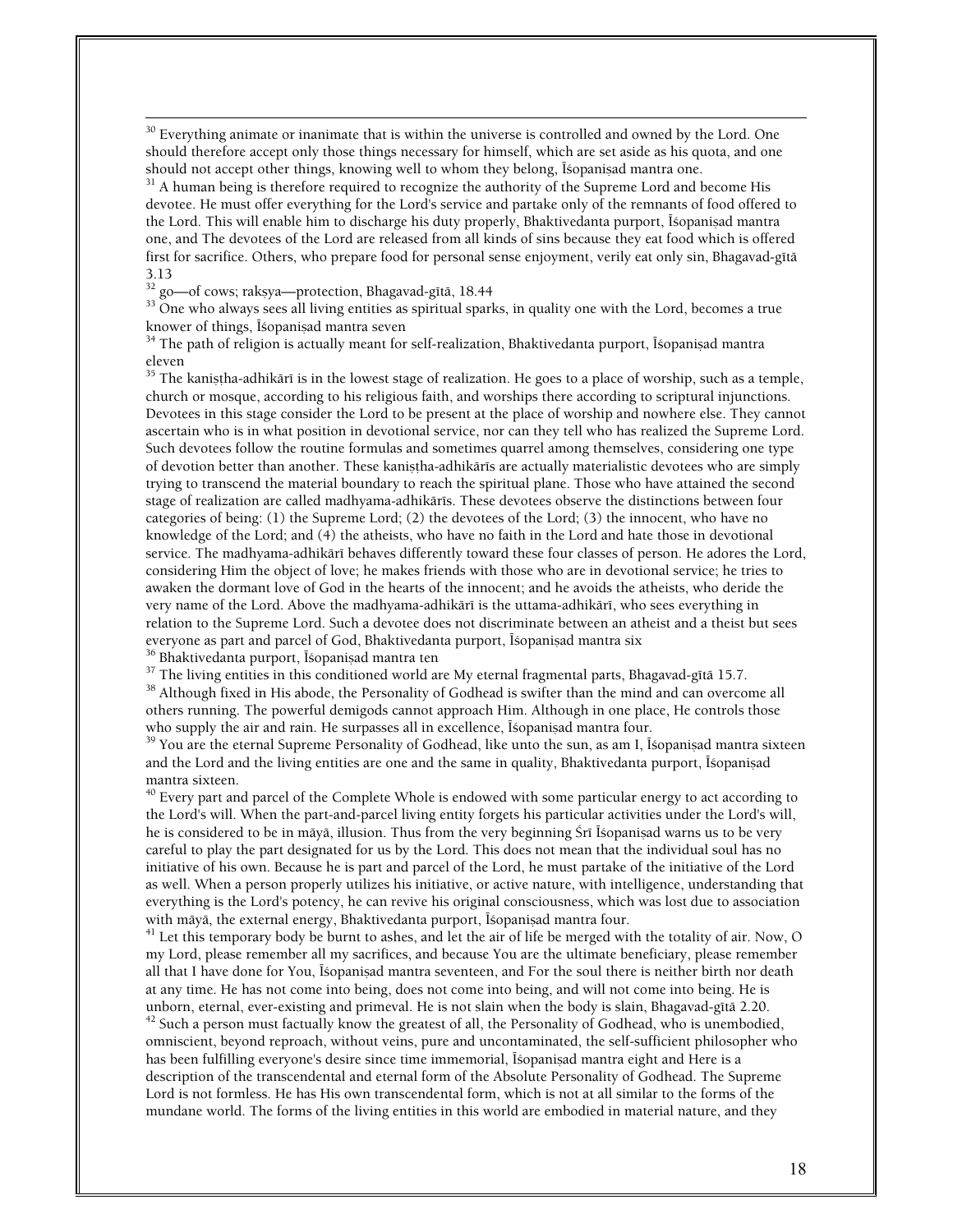[30] Everything animate or inanimate that is within the universe is controlled and owned by the Lord. One should therefore accept only those things necessary for himself, which are set aside as his quota, and one should not accept other things, knowing well to whom they belong, Īśopaniṣad mantra one.

[31] A human being is therefore required to recognize the authority of the Supreme Lord and become His devotee. He must offer everything for the Lord's service and partake only of the remnants of food offered to the Lord. This will enable him to discharge his duty properly, Bhaktivedanta purport, Īśopaniṣad mantra one, and The devotees of the Lord are released from all kinds of sins because they eat food which is offered first for sacrifice. Others, who prepare food for personal sense enjoyment, verily eat only sin, Bhagavad-gītā 3.13

[32] go—of cows; raksya—protection, Bhagavad-gītā, 18.44

[33] One who always sees all living entities as spiritual sparks, in quality one with the Lord, becomes a true knower of things, Īśopaniṣad mantra seven

[34] The path of religion is actually meant for self-realization, Bhaktivedanta purport, Īśopaniṣad mantra eleven

[35] The kaniṣṭha-adhikārī is in the lowest stage of realization. He goes to a place of worship, such as a temple, church or mosque, according to his religious faith, and worships there according to scriptural injunctions. Devotees in this stage consider the Lord to be present at the place of worship and nowhere else. They cannot ascertain who is in what position in devotional service, nor can they tell who has realized the Supreme Lord. Such devotees follow the routine formulas and sometimes quarrel among themselves, considering one type of devotion better than another. These kaniṣṭha-adhikārīs are actually materialistic devotees who are simply trying to transcend the material boundary to reach the spiritual plane. Those who have attained the second stage of realization are called madhyama-adhikārīs. These devotees observe the distinctions between four categories of being: (1) the Supreme Lord; (2) the devotees of the Lord; (3) the innocent, who have no knowledge of the Lord; and (4) the atheists, who have no faith in the Lord and hate those in devotional service. The madhyama-adhikārī behaves differently toward these four classes of person. He adores the Lord, considering Him the object of love; he makes friends with those who are in devotional service; he tries to awaken the dormant love of God in the hearts of the innocent; and he avoids the atheists, who deride the very name of the Lord. Above the madhyama-adhikārī is the uttama-adhikārī, who sees everything in relation to the Supreme Lord. Such a devotee does not discriminate between an atheist and a theist but sees everyone as part and parcel of God, Bhaktivedanta purport, Īśopaniṣad mantra six

[36] Bhaktivedanta purport, Īśopaniṣad mantra ten

[37] The living entities in this conditioned world are My eternal fragmental parts, Bhagavad-gītā 15.7.

[38] Although fixed in His abode, the Personality of Godhead is swifter than the mind and can overcome all others running. The powerful demigods cannot approach Him. Although in one place, He controls those who supply the air and rain. He surpasses all in excellence, Īśopaniṣad mantra four.

[39] You are the eternal Supreme Personality of Godhead, like unto the sun, as am I, Īśopaniṣad mantra sixteen and the Lord and the living entities are one and the same in quality, Bhaktivedanta purport, Īśopaniṣad mantra sixteen.

[40] Every part and parcel of the Complete Whole is endowed with some particular energy to act according to the Lord's will. When the part-and-parcel living entity forgets his particular activities under the Lord's will, he is considered to be in māyā, illusion. Thus from the very beginning Śrī Īśopaniṣad warns us to be very careful to play the part designated for us by the Lord. This does not mean that the individual soul has no initiative of his own. Because he is part and parcel of the Lord, he must partake of the initiative of the Lord as well. When a person properly utilizes his initiative, or active nature, with intelligence, understanding that everything is the Lord's potency, he can revive his original consciousness, which was lost due to association with māyā, the external energy, Bhaktivedanta purport, Īśopaniṣad mantra four.

[41] Let this temporary body be burnt to ashes, and let the air of life be merged with the totality of air. Now, O my Lord, please remember all my sacrifices, and because You are the ultimate beneficiary, please remember all that I have done for You, Īśopaniṣad mantra seventeen, and For the soul there is neither birth nor death at any time. He has not come into being, does not come into being, and will not come into being. He is unborn, eternal, ever-existing and primeval. He is not slain when the body is slain, Bhagavad-gītā 2.20.

[42] Such a person must factually know the greatest of all, the Personality of Godhead, who is unembodied, omniscient, beyond reproach, without veins, pure and uncontaminated, the self-sufficient philosopher who has been fulfilling everyone's desire since time immemorial, Īśopaniṣad mantra eight and Here is a description of the transcendental and eternal form of the Absolute Personality of Godhead. The Supreme Lord is not formless. He has His own transcendental form, which is not at all similar to the forms of the mundane world. The forms of the living entities in this world are embodied in material nature, and they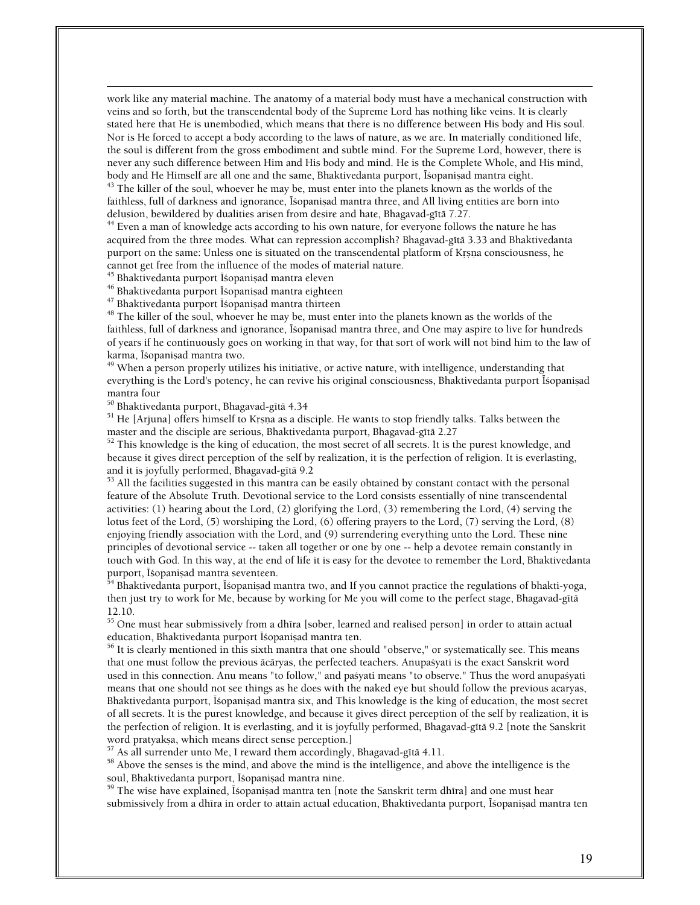work like any material machine. The anatomy of a material body must have a mechanical construction with veins and so forth, but the transcendental body of the Supreme Lord has nothing like veins. It is clearly stated here that He is unembodied, which means that there is no difference between His body and His soul. Nor is He forced to accept a body according to the laws of nature, as we are. In materially conditioned life, the soul is different from the gross embodiment and subtle mind. For the Supreme Lord, however, there is never any such difference between Him and His body and mind. He is the Complete Whole, and His mind, body and He Himself are all one and the same, Bhaktivedanta purport, Īśopaniṣad mantra eight.

[43] The killer of the soul, whoever he may be, must enter into the planets known as the worlds of the faithless, full of darkness and ignorance, Īśopaniṣad mantra three, and All living entities are born into delusion, bewildered by dualities arisen from desire and hate, Bhagavad-gītā 7.27.

[44] Even a man of knowledge acts according to his own nature, for everyone follows the nature he has acquired from the three modes. What can repression accomplish? Bhagavad-gītā 3.33 and Bhaktivedanta purport on the same: Unless one is situated on the transcendental platform of Kṛṣṇa consciousness, he cannot get free from the influence of the modes of material nature.

[45] Bhaktivedanta purport Īśopaniṣad mantra eleven

[46] Bhaktivedanta purport Īśopaniṣad mantra eighteen

[47] Bhaktivedanta purport Īśopaniṣad mantra thirteen

[48] The killer of the soul, whoever he may be, must enter into the planets known as the worlds of the faithless, full of darkness and ignorance, Īśopaniṣad mantra three, and One may aspire to live for hundreds of years if he continuously goes on working in that way, for that sort of work will not bind him to the law of karma, Īśopaniṣad mantra two.

[49] When a person properly utilizes his initiative, or active nature, with intelligence, understanding that everything is the Lord's potency, he can revive his original consciousness, Bhaktivedanta purport Īśopaniṣad mantra four

[50] Bhaktivedanta purport, Bhagavad-gītā 4.34

[51] He [Arjuna] offers himself to Kṛṣṇa as a disciple. He wants to stop friendly talks. Talks between the master and the disciple are serious, Bhaktivedanta purport, Bhagavad-gītā 2.27

[52] This knowledge is the king of education, the most secret of all secrets. It is the purest knowledge, and because it gives direct perception of the self by realization, it is the perfection of religion. It is everlasting, and it is joyfully performed, Bhagavad-gītā 9.2

[53] All the facilities suggested in this mantra can be easily obtained by constant contact with the personal feature of the Absolute Truth. Devotional service to the Lord consists essentially of nine transcendental activities: (1) hearing about the Lord, (2) glorifying the Lord, (3) remembering the Lord, (4) serving the lotus feet of the Lord, (5) worshiping the Lord, (6) offering prayers to the Lord, (7) serving the Lord, (8) enjoying friendly association with the Lord, and (9) surrendering everything unto the Lord. These nine principles of devotional service -- taken all together or one by one -- help a devotee remain constantly in touch with God. In this way, at the end of life it is easy for the devotee to remember the Lord, Bhaktivedanta purport, Īśopaniṣad mantra seventeen.

[54] Bhaktivedanta purport, Īśopaniṣad mantra two, and If you cannot practice the regulations of bhakti-yoga, then just try to work for Me, because by working for Me you will come to the perfect stage, Bhagavad-gītā 12.10.

[55] One must hear submissively from a dhīra [sober, learned and realised person] in order to attain actual education, Bhaktivedanta purport Īśopaniṣad mantra ten.

[56] It is clearly mentioned in this sixth mantra that one should "observe," or systematically see. This means that one must follow the previous ācāryas, the perfected teachers. Anupaśyati is the exact Sanskrit word used in this connection. Anu means "to follow," and paśyati means "to observe." Thus the word anupaśyati means that one should not see things as he does with the naked eye but should follow the previous acaryas, Bhaktivedanta purport, Īśopaniṣad mantra six, and This knowledge is the king of education, the most secret of all secrets. It is the purest knowledge, and because it gives direct perception of the self by realization, it is the perfection of religion. It is everlasting, and it is joyfully performed, Bhagavad-gītā 9.2 [note the Sanskrit word pratyakṣa, which means direct sense perception.]

[57] As all surrender unto Me, I reward them accordingly, Bhagavad-gītā 4.11.

[58] Above the senses is the mind, and above the mind is the intelligence, and above the intelligence is the soul, Bhaktivedanta purport, Īśopaniṣad mantra nine.

[59] The wise have explained, Īśopaniṣad mantra ten [note the Sanskrit term dhīra] and one must hear submissively from a dhīra in order to attain actual education, Bhaktivedanta purport, Īśopaniṣad mantra ten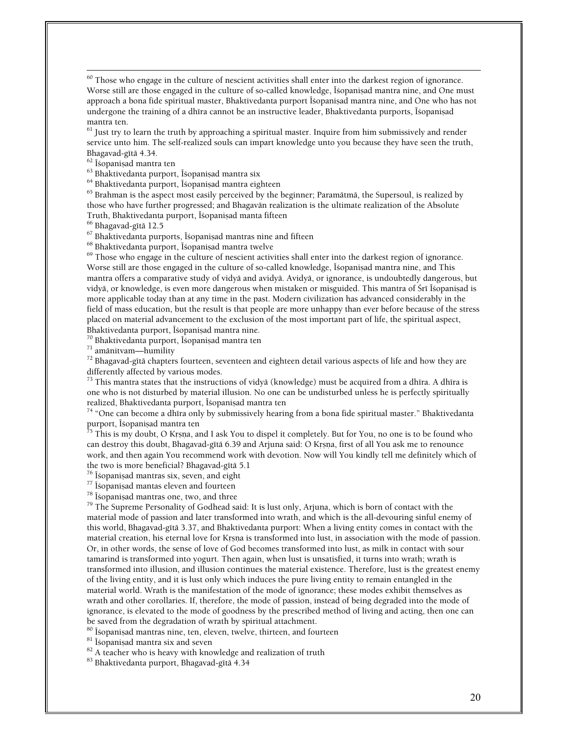---

[60] Those who engage in the culture of nescient activities shall enter into the darkest region of ignorance. Worse still are those engaged in the culture of so-called knowledge, Īśopaniṣad mantra nine, and One must approach a bona fide spiritual master, Bhaktivedanta purport Īśopaniṣad mantra nine, and One who has not undergone the training of a dhīra cannot be an instructive leader, Bhaktivedanta purports, Īśopaniṣad mantra ten.

[61] Just try to learn the truth by approaching a spiritual master. Inquire from him submissively and render service unto him. The self-realized souls can impart knowledge unto you because they have seen the truth, Bhagavad-gītā 4.34.

[62] Īśopaniṣad mantra ten

[63] Bhaktivedanta purport, Īśopaniṣad mantra six

[64] Bhaktivedanta purport, Īśopaniṣad mantra eighteen

[65] Brahman is the aspect most easily perceived by the beginner; Paramātmā, the Supersoul, is realized by those who have further progressed; and Bhagavān realization is the ultimate realization of the Absolute Truth, Bhaktivedanta purport, Īśopaniṣad manta fifteen

[66] Bhagavad-gītā 12.5

[67] Bhaktivedanta purports, Īśopaniṣad mantras nine and fifteen

[68] Bhaktivedanta purport, Īśopaniṣad mantra twelve

[69] Those who engage in the culture of nescient activities shall enter into the darkest region of ignorance. Worse still are those engaged in the culture of so-called knowledge, Īśopaniṣad mantra nine, and This mantra offers a comparative study of vidyā and avidyā. Avidyā, or ignorance, is undoubtedly dangerous, but vidyā, or knowledge, is even more dangerous when mistaken or misguided. This mantra of Śrī Īśopaniṣad is more applicable today than at any time in the past. Modern civilization has advanced considerably in the field of mass education, but the result is that people are more unhappy than ever before because of the stress placed on material advancement to the exclusion of the most important part of life, the spiritual aspect, Bhaktivedanta purport, Īśopaniṣad mantra nine.

[70] Bhaktivedanta purport, Īśopaniṣad mantra ten

[71] amānitvam—humility

[72] Bhagavad-gītā chapters fourteen, seventeen and eighteen detail various aspects of life and how they are differently affected by various modes.

[73] This mantra states that the instructions of vidyā (knowledge) must be acquired from a dhīra. A dhīra is one who is not disturbed by material illusion. No one can be undisturbed unless he is perfectly spiritually realized, Bhaktivedanta purport, Īśopaniṣad mantra ten

[74] "One can become a dhīra only by submissively hearing from a bona fide spiritual master." Bhaktivedanta purport, Īśopaniṣad mantra ten

[75] This is my doubt, O Kṛṣṇa, and I ask You to dispel it completely. But for You, no one is to be found who can destroy this doubt, Bhagavad-gītā 6.39 and Arjuna said: O Kṛṣṇa, first of all You ask me to renounce work, and then again You recommend work with devotion. Now will You kindly tell me definitely which of the two is more beneficial? Bhagavad-gītā 5.1

[76] Īśopaniṣad mantras six, seven, and eight

[77] Īśopaniṣad mantas eleven and fourteen

[78] Īśopaniṣad mantras one, two, and three

[79] The Supreme Personality of Godhead said: It is lust only, Arjuna, which is born of contact with the material mode of passion and later transformed into wrath, and which is the all-devouring sinful enemy of this world, Bhagavad-gītā 3.37, and Bhaktivedanta purport: When a living entity comes in contact with the material creation, his eternal love for Kṛṣṇa is transformed into lust, in association with the mode of passion. Or, in other words, the sense of love of God becomes transformed into lust, as milk in contact with sour tamarind is transformed into yogurt. Then again, when lust is unsatisfied, it turns into wrath; wrath is transformed into illusion, and illusion continues the material existence. Therefore, lust is the greatest enemy of the living entity, and it is lust only which induces the pure living entity to remain entangled in the material world. Wrath is the manifestation of the mode of ignorance; these modes exhibit themselves as wrath and other corollaries. If, therefore, the mode of passion, instead of being degraded into the mode of ignorance, is elevated to the mode of goodness by the prescribed method of living and acting, then one can be saved from the degradation of wrath by spiritual attachment.

[80] Īśopaniṣad mantras nine, ten, eleven, twelve, thirteen, and fourteen

[81] Īśopaniṣad mantra six and seven

[82] A teacher who is heavy with knowledge and realization of truth

[83] Bhaktivedanta purport, Bhagavad-gītā 4.34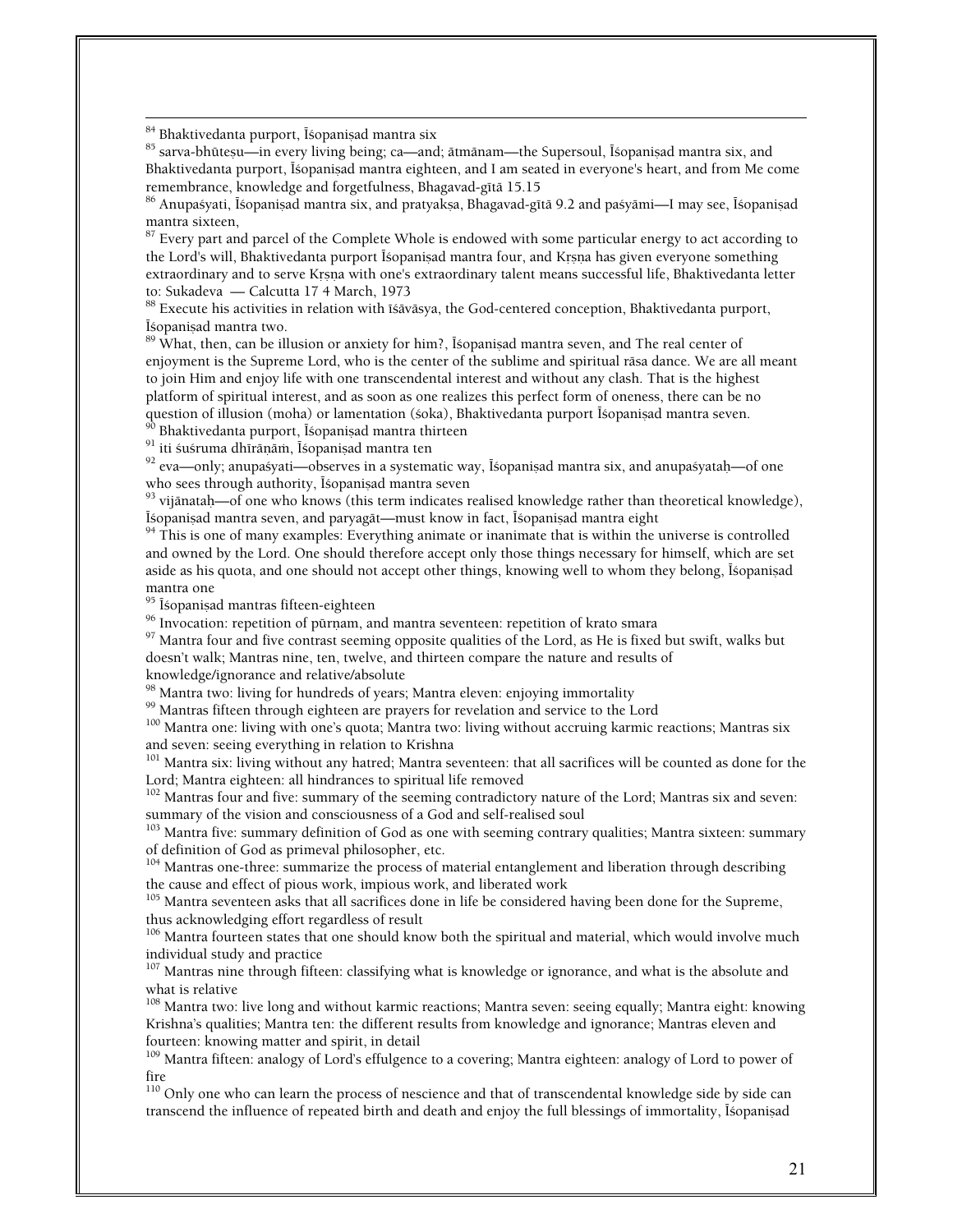[84] Bhaktivedanta purport, Īśopaniṣad mantra six

[85] sarva-bhūteṣu—in every living being; ca—and; ātmānam—the Supersoul, Īśopaniṣad mantra six, and Bhaktivedanta purport, Īśopaniṣad mantra eighteen, and I am seated in everyone's heart, and from Me come remembrance, knowledge and forgetfulness, Bhagavad-gītā 15.15

[86] Anupaśyati, Īśopaniṣad mantra six, and pratyakṣa, Bhagavad-gītā 9.2 and paśyāmi—I may see, Īśopaniṣad mantra sixteen,

[87] Every part and parcel of the Complete Whole is endowed with some particular energy to act according to the Lord's will, Bhaktivedanta purport Īśopaniṣad mantra four, and Kṛṣṇa has given everyone something extraordinary and to serve Kṛṣṇa with one's extraordinary talent means successful life, Bhaktivedanta letter to: Sukadeva — Calcutta 17 4 March, 1973

[88] Execute his activities in relation with īśāvāsya, the God-centered conception, Bhaktivedanta purport, Īśopaniṣad mantra two.

[89] What, then, can be illusion or anxiety for him?, Īśopaniṣad mantra seven, and The real center of enjoyment is the Supreme Lord, who is the center of the sublime and spiritual rāsa dance. We are all meant to join Him and enjoy life with one transcendental interest and without any clash. That is the highest platform of spiritual interest, and as soon as one realizes this perfect form of oneness, there can be no question of illusion (moha) or lamentation (śoka), Bhaktivedanta purport Īśopaniṣad mantra seven.

[90] Bhaktivedanta purport, Īśopaniṣad mantra thirteen

[91] iti śuśruma dhīrāṇāṁ, Īśopaniṣad mantra ten

[92] eva—only; anupaśyati—observes in a systematic way, Īśopaniṣad mantra six, and anupaśyataḥ—of one who sees through authority, Īśopaniṣad mantra seven

[93] vijānataḥ—of one who knows (this term indicates realised knowledge rather than theoretical knowledge), Īśopaniṣad mantra seven, and paryagāt—must know in fact, Īśopaniṣad mantra eight

[94] This is one of many examples: Everything animate or inanimate that is within the universe is controlled and owned by the Lord. One should therefore accept only those things necessary for himself, which are set aside as his quota, and one should not accept other things, knowing well to whom they belong, Īśopaniṣad mantra one

[95] Īśopaniṣad mantras fifteen-eighteen

[96] Invocation: repetition of pūrṇam, and mantra seventeen: repetition of krato smara

[97] Mantra four and five contrast seeming opposite qualities of the Lord, as He is fixed but swift, walks but doesn't walk; Mantras nine, ten, twelve, and thirteen compare the nature and results of knowledge/ignorance and relative/absolute

[98] Mantra two: living for hundreds of years; Mantra eleven: enjoying immortality

[99] Mantras fifteen through eighteen are prayers for revelation and service to the Lord

[100] Mantra one: living with one's quota; Mantra two: living without accruing karmic reactions; Mantras six and seven: seeing everything in relation to Krishna

[101] Mantra six: living without any hatred; Mantra seventeen: that all sacrifices will be counted as done for the Lord; Mantra eighteen: all hindrances to spiritual life removed

[102] Mantras four and five: summary of the seeming contradictory nature of the Lord; Mantras six and seven: summary of the vision and consciousness of a God and self-realised soul

[103] Mantra five: summary definition of God as one with seeming contrary qualities; Mantra sixteen: summary of definition of God as primeval philosopher, etc.

[104] Mantras one-three: summarize the process of material entanglement and liberation through describing the cause and effect of pious work, impious work, and liberated work

[105] Mantra seventeen asks that all sacrifices done in life be considered having been done for the Supreme, thus acknowledging effort regardless of result

[106] Mantra fourteen states that one should know both the spiritual and material, which would involve much individual study and practice

[107] Mantras nine through fifteen: classifying what is knowledge or ignorance, and what is the absolute and what is relative

[108] Mantra two: live long and without karmic reactions; Mantra seven: seeing equally; Mantra eight: knowing Krishna's qualities; Mantra ten: the different results from knowledge and ignorance; Mantras eleven and fourteen: knowing matter and spirit, in detail

[109] Mantra fifteen: analogy of Lord's effulgence to a covering; Mantra eighteen: analogy of Lord to power of fire

[110] Only one who can learn the process of nescience and that of transcendental knowledge side by side can transcend the influence of repeated birth and death and enjoy the full blessings of immortality, Īśopaniṣad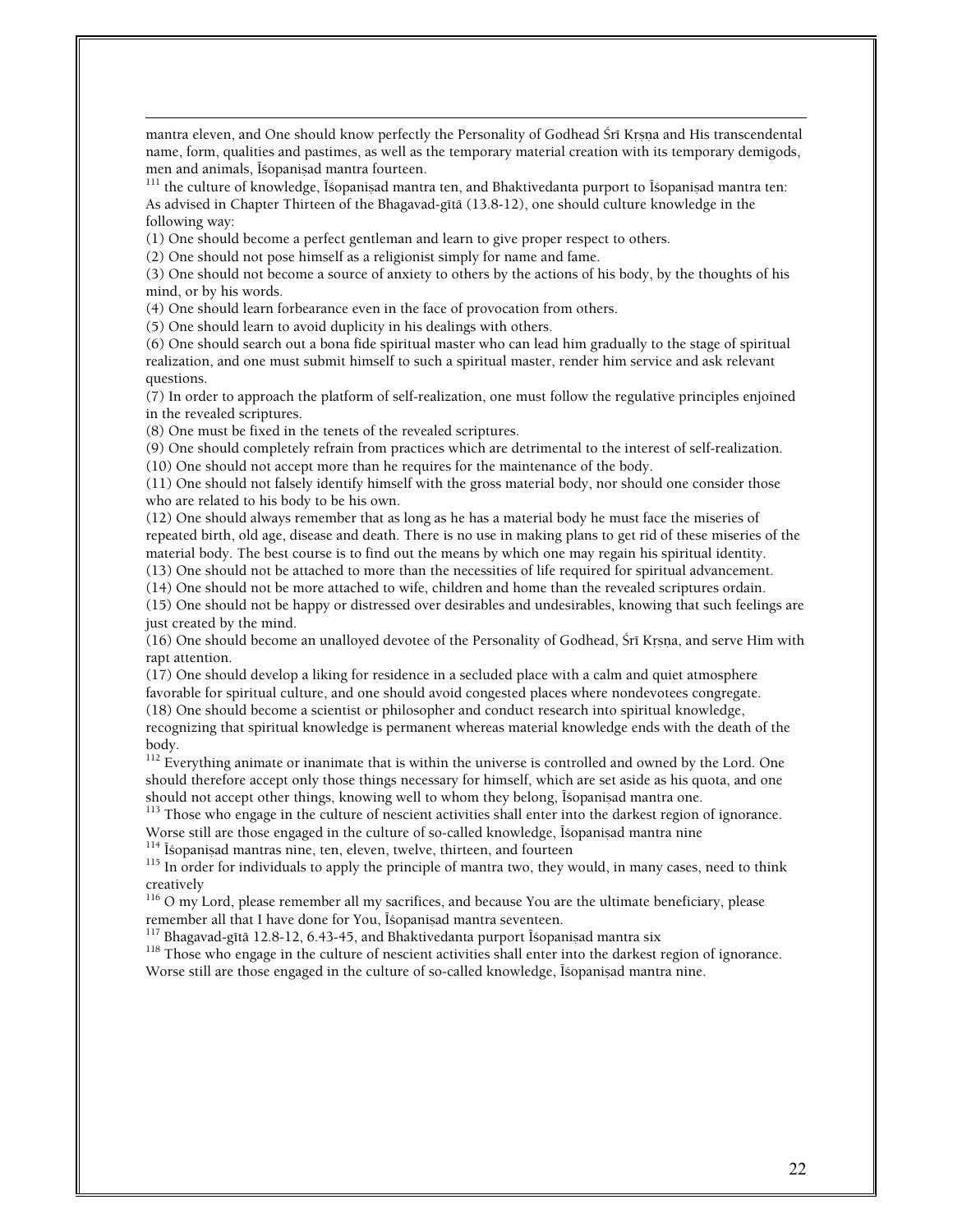mantra eleven, and One should know perfectly the Personality of Godhead Śrī Kṛṣṇa and His transcendental name, form, qualities and pastimes, as well as the temporary material creation with its temporary demigods, men and animals, Īśopaniṣad mantra fourteen.

[111] the culture of knowledge, Īśopaniṣad mantra ten, and Bhaktivedanta purport to Īśopaniṣad mantra ten: As advised in Chapter Thirteen of the Bhagavad-gītā (13.8-12), one should culture knowledge in the following way:

(1) One should become a perfect gentleman and learn to give proper respect to others.

(2) One should not pose himself as a religionist simply for name and fame.

(3) One should not become a source of anxiety to others by the actions of his body, by the thoughts of his mind, or by his words.

(4) One should learn forbearance even in the face of provocation from others.

(5) One should learn to avoid duplicity in his dealings with others.

(6) One should search out a bona fide spiritual master who can lead him gradually to the stage of spiritual realization, and one must submit himself to such a spiritual master, render him service and ask relevant questions.

(7) In order to approach the platform of self-realization, one must follow the regulative principles enjoined in the revealed scriptures.

(8) One must be fixed in the tenets of the revealed scriptures.

(9) One should completely refrain from practices which are detrimental to the interest of self-realization.

(10) One should not accept more than he requires for the maintenance of the body.

(11) One should not falsely identify himself with the gross material body, nor should one consider those who are related to his body to be his own.

(12) One should always remember that as long as he has a material body he must face the miseries of repeated birth, old age, disease and death. There is no use in making plans to get rid of these miseries of the material body. The best course is to find out the means by which one may regain his spiritual identity.

(13) One should not be attached to more than the necessities of life required for spiritual advancement.

(14) One should not be more attached to wife, children and home than the revealed scriptures ordain.

(15) One should not be happy or distressed over desirables and undesirables, knowing that such feelings are just created by the mind.

(16) One should become an unalloyed devotee of the Personality of Godhead, Śrī Kṛṣṇa, and serve Him with rapt attention.

(17) One should develop a liking for residence in a secluded place with a calm and quiet atmosphere favorable for spiritual culture, and one should avoid congested places where nondevotees congregate.

(18) One should become a scientist or philosopher and conduct research into spiritual knowledge, recognizing that spiritual knowledge is permanent whereas material knowledge ends with the death of the body.

[112] Everything animate or inanimate that is within the universe is controlled and owned by the Lord. One should therefore accept only those things necessary for himself, which are set aside as his quota, and one should not accept other things, knowing well to whom they belong, Īśopaniṣad mantra one.

[113] Those who engage in the culture of nescient activities shall enter into the darkest region of ignorance. Worse still are those engaged in the culture of so-called knowledge, Īśopaniṣad mantra nine

[114] Īśopaniṣad mantras nine, ten, eleven, twelve, thirteen, and fourteen

[115] In order for individuals to apply the principle of mantra two, they would, in many cases, need to think creatively

[116] O my Lord, please remember all my sacrifices, and because You are the ultimate beneficiary, please remember all that I have done for You, Īśopaniṣad mantra seventeen.

[117] Bhagavad-gītā 12.8-12, 6.43-45, and Bhaktivedanta purport Īśopaniṣad mantra six

[118] Those who engage in the culture of nescient activities shall enter into the darkest region of ignorance. Worse still are those engaged in the culture of so-called knowledge, Īśopaniṣad mantra nine.